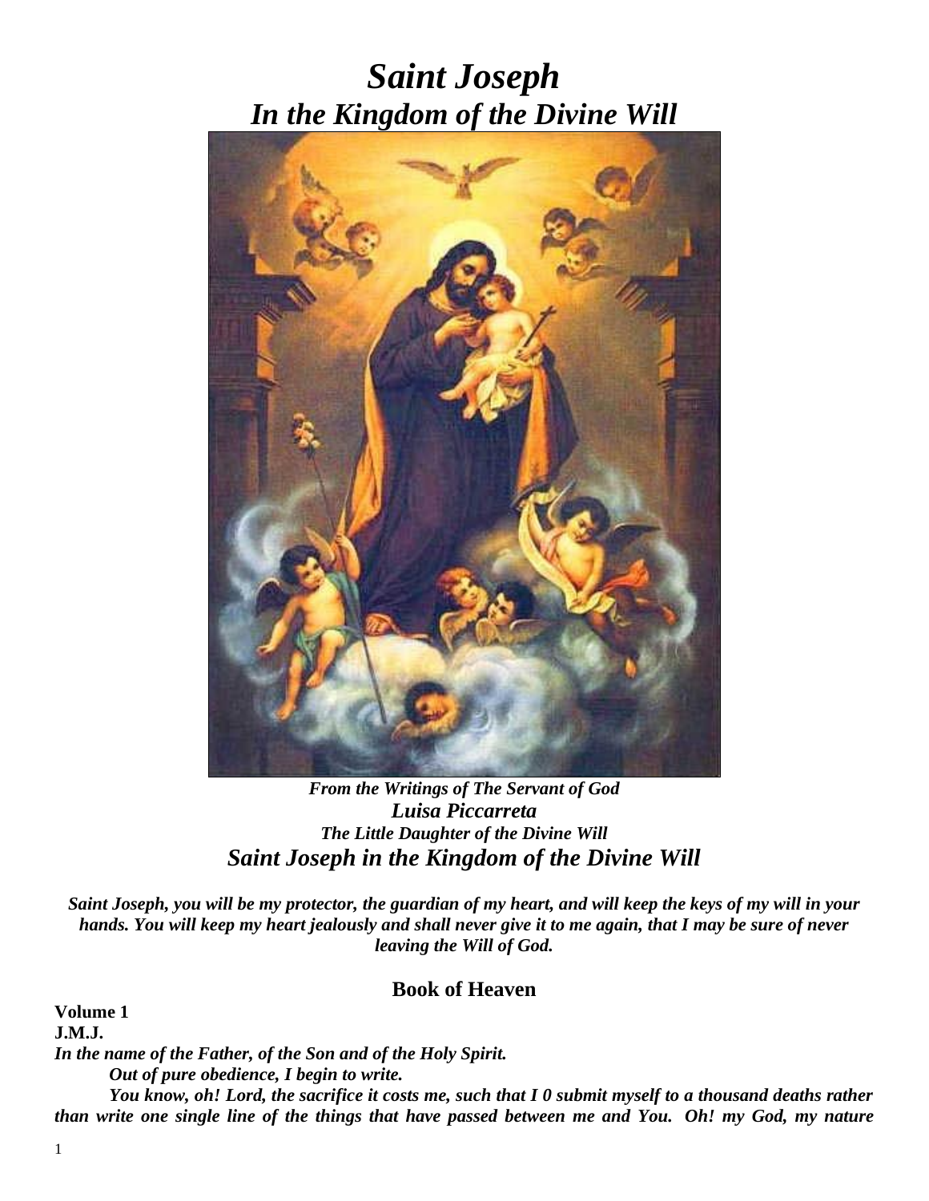# *Saint Joseph*
# *In the Kingdom of the Divine Will*

***From the Writings of The Servant of God***
***Luisa Piccarreta***
***The Little Daughter of the Divine Will***
## *Saint Joseph in the Kingdom of the Divine Will*

***Saint Joseph, you will be my protector, the guardian of my heart, and will keep the keys of my will in your hands. You will keep my heart jealously and shall never give it to me again, that I may be sure of never leaving the Will of God.***

## Book of Heaven

**Volume 1**
**J.M.J.**
***In the name of the Father, of the Son and of the Holy Spirit.***

***Out of pure obedience, I begin to write.***

***You know, oh! Lord, the sacrifice it costs me, such that I 0 submit myself to a thousand deaths rather than write one single line of the things that have passed between me and You. Oh! my God, my nature***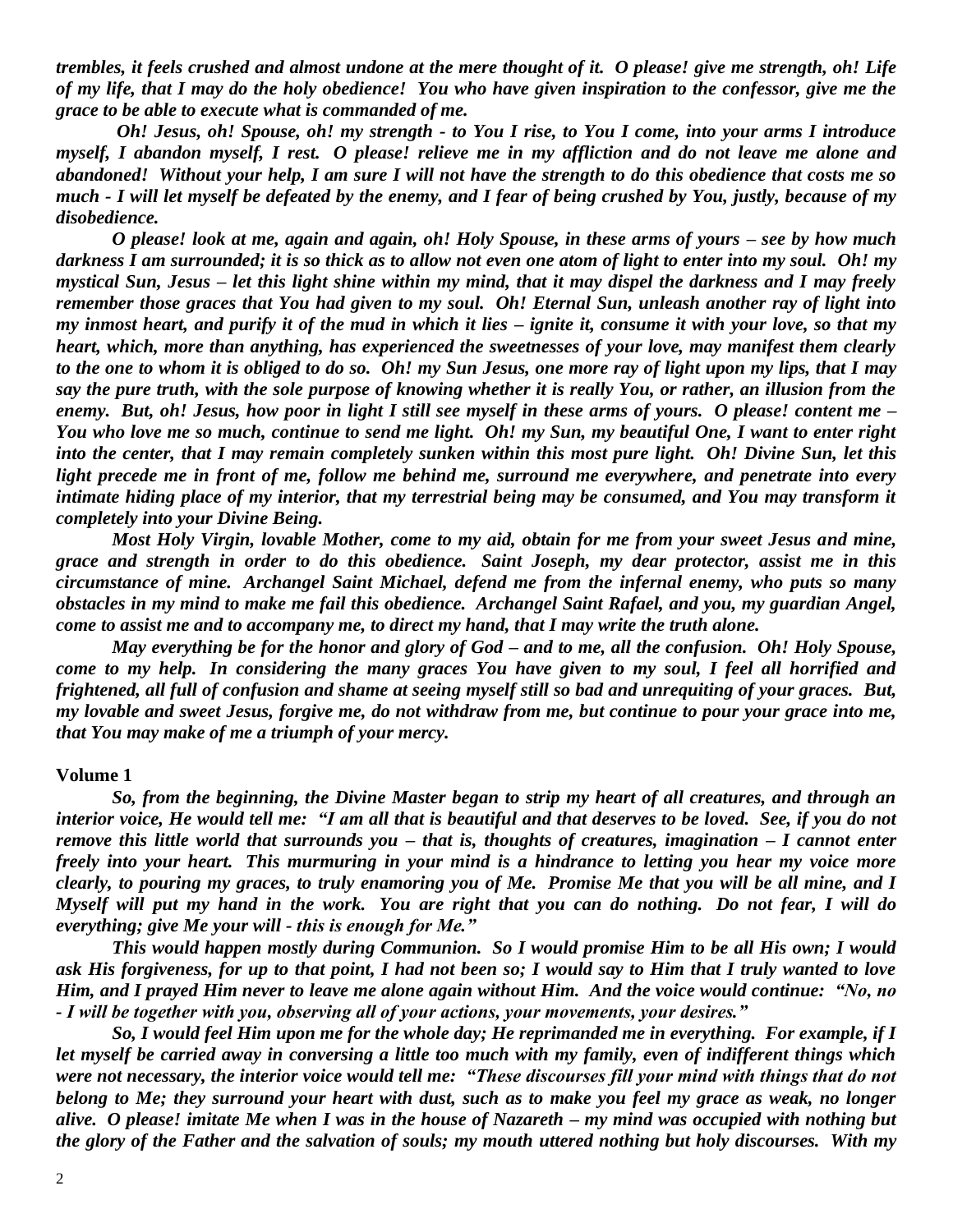*trembles, it feels crushed and almost undone at the mere thought of it. O please! give me strength, oh! Life of my life, that I may do the holy obedience! You who have given inspiration to the confessor, give me the grace to be able to execute what is commanded of me.*

*Oh! Jesus, oh! Spouse, oh! my strength - to You I rise, to You I come, into your arms I introduce myself, I abandon myself, I rest. O please! relieve me in my affliction and do not leave me alone and abandoned! Without your help, I am sure I will not have the strength to do this obedience that costs me so much - I will let myself be defeated by the enemy, and I fear of being crushed by You, justly, because of my disobedience.*

*O please! look at me, again and again, oh! Holy Spouse, in these arms of yours – see by how much darkness I am surrounded; it is so thick as to allow not even one atom of light to enter into my soul. Oh! my mystical Sun, Jesus – let this light shine within my mind, that it may dispel the darkness and I may freely remember those graces that You had given to my soul. Oh! Eternal Sun, unleash another ray of light into my inmost heart, and purify it of the mud in which it lies – ignite it, consume it with your love, so that my heart, which, more than anything, has experienced the sweetnesses of your love, may manifest them clearly to the one to whom it is obliged to do so. Oh! my Sun Jesus, one more ray of light upon my lips, that I may say the pure truth, with the sole purpose of knowing whether it is really You, or rather, an illusion from the enemy. But, oh! Jesus, how poor in light I still see myself in these arms of yours. O please! content me – You who love me so much, continue to send me light. Oh! my Sun, my beautiful One, I want to enter right into the center, that I may remain completely sunken within this most pure light. Oh! Divine Sun, let this light precede me in front of me, follow me behind me, surround me everywhere, and penetrate into every intimate hiding place of my interior, that my terrestrial being may be consumed, and You may transform it completely into your Divine Being.*

*Most Holy Virgin, lovable Mother, come to my aid, obtain for me from your sweet Jesus and mine, grace and strength in order to do this obedience. Saint Joseph, my dear protector, assist me in this circumstance of mine. Archangel Saint Michael, defend me from the infernal enemy, who puts so many obstacles in my mind to make me fail this obedience. Archangel Saint Rafael, and you, my guardian Angel, come to assist me and to accompany me, to direct my hand, that I may write the truth alone.*

*May everything be for the honor and glory of God – and to me, all the confusion. Oh! Holy Spouse, come to my help. In considering the many graces You have given to my soul, I feel all horrified and frightened, all full of confusion and shame at seeing myself still so bad and unrequiting of your graces. But, my lovable and sweet Jesus, forgive me, do not withdraw from me, but continue to pour your grace into me, that You may make of me a triumph of your mercy.*

**Volume 1**

*So, from the beginning, the Divine Master began to strip my heart of all creatures, and through an interior voice, He would tell me: "I am all that is beautiful and that deserves to be loved. See, if you do not remove this little world that surrounds you – that is, thoughts of creatures, imagination – I cannot enter freely into your heart. This murmuring in your mind is a hindrance to letting you hear my voice more clearly, to pouring my graces, to truly enamoring you of Me. Promise Me that you will be all mine, and I Myself will put my hand in the work. You are right that you can do nothing. Do not fear, I will do everything; give Me your will - this is enough for Me."*

*This would happen mostly during Communion. So I would promise Him to be all His own; I would ask His forgiveness, for up to that point, I had not been so; I would say to Him that I truly wanted to love Him, and I prayed Him never to leave me alone again without Him. And the voice would continue: "No, no - I will be together with you, observing all of your actions, your movements, your desires."*

*So, I would feel Him upon me for the whole day; He reprimanded me in everything. For example, if I let myself be carried away in conversing a little too much with my family, even of indifferent things which were not necessary, the interior voice would tell me: "These discourses fill your mind with things that do not belong to Me; they surround your heart with dust, such as to make you feel my grace as weak, no longer alive. O please! imitate Me when I was in the house of Nazareth – my mind was occupied with nothing but the glory of the Father and the salvation of souls; my mouth uttered nothing but holy discourses. With my*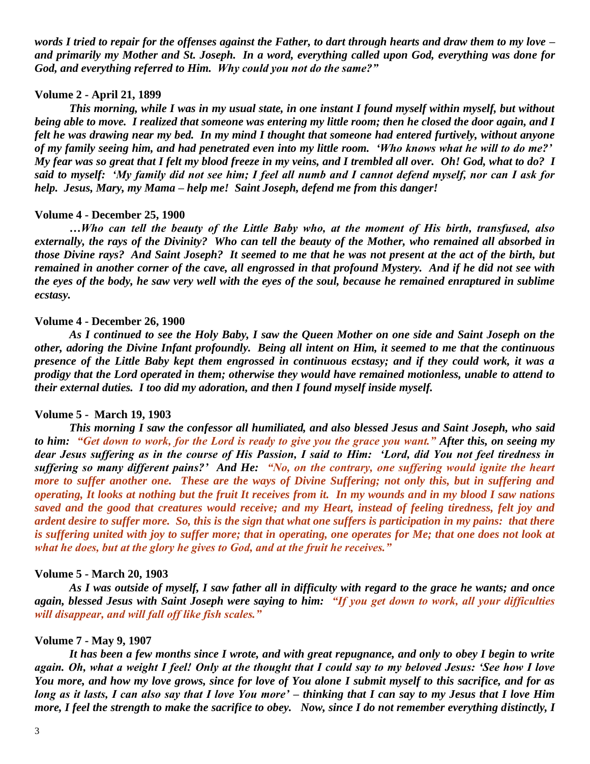***words I tried to repair for the offenses against the Father, to dart through hearts and draw them to my love – and primarily my Mother and St. Joseph. In a word, everything called upon God, everything was done for God, and everything referred to Him. Why could you not do the same?"***

**Volume 2 - April 21, 1899**

***This morning, while I was in my usual state, in one instant I found myself within myself, but without being able to move. I realized that someone was entering my little room; then he closed the door again, and I felt he was drawing near my bed. In my mind I thought that someone had entered furtively, without anyone of my family seeing him, and had penetrated even into my little room. 'Who knows what he will to do me?' My fear was so great that I felt my blood freeze in my veins, and I trembled all over. Oh! God, what to do? I said to myself: 'My family did not see him; I feel all numb and I cannot defend myself, nor can I ask for help. Jesus, Mary, my Mama – help me! Saint Joseph, defend me from this danger!***

**Volume 4 - December 25, 1900**

***…Who can tell the beauty of the Little Baby who, at the moment of His birth, transfused, also externally, the rays of the Divinity? Who can tell the beauty of the Mother, who remained all absorbed in those Divine rays? And Saint Joseph? It seemed to me that he was not present at the act of the birth, but remained in another corner of the cave, all engrossed in that profound Mystery. And if he did not see with the eyes of the body, he saw very well with the eyes of the soul, because he remained enraptured in sublime ecstasy.***

**Volume 4 - December 26, 1900**

***As I continued to see the Holy Baby, I saw the Queen Mother on one side and Saint Joseph on the other, adoring the Divine Infant profoundly. Being all intent on Him, it seemed to me that the continuous presence of the Little Baby kept them engrossed in continuous ecstasy; and if they could work, it was a prodigy that the Lord operated in them; otherwise they would have remained motionless, unable to attend to their external duties. I too did my adoration, and then I found myself inside myself.***

**Volume 5 - March 19, 1903**

***This morning I saw the confessor all humiliated, and also blessed Jesus and Saint Joseph, who said to him: "Get down to work, for the Lord is ready to give you the grace you want." After this, on seeing my dear Jesus suffering as in the course of His Passion, I said to Him: 'Lord, did You not feel tiredness in suffering so many different pains?' And He: "No, on the contrary, one suffering would ignite the heart more to suffer another one. These are the ways of Divine Suffering; not only this, but in suffering and operating, It looks at nothing but the fruit It receives from it. In my wounds and in my blood I saw nations saved and the good that creatures would receive; and my Heart, instead of feeling tiredness, felt joy and ardent desire to suffer more. So, this is the sign that what one suffers is participation in my pains: that there is suffering united with joy to suffer more; that in operating, one operates for Me; that one does not look at what he does, but at the glory he gives to God, and at the fruit he receives."***

**Volume 5 - March 20, 1903**

***As I was outside of myself, I saw father all in difficulty with regard to the grace he wants; and once again, blessed Jesus with Saint Joseph were saying to him: "If you get down to work, all your difficulties will disappear, and will fall off like fish scales."***

**Volume 7 - May 9, 1907**

***It has been a few months since I wrote, and with great repugnance, and only to obey I begin to write again. Oh, what a weight I feel! Only at the thought that I could say to my beloved Jesus: 'See how I love You more, and how my love grows, since for love of You alone I submit myself to this sacrifice, and for as long as it lasts, I can also say that I love You more' – thinking that I can say to my Jesus that I love Him more, I feel the strength to make the sacrifice to obey. Now, since I do not remember everything distinctly, I***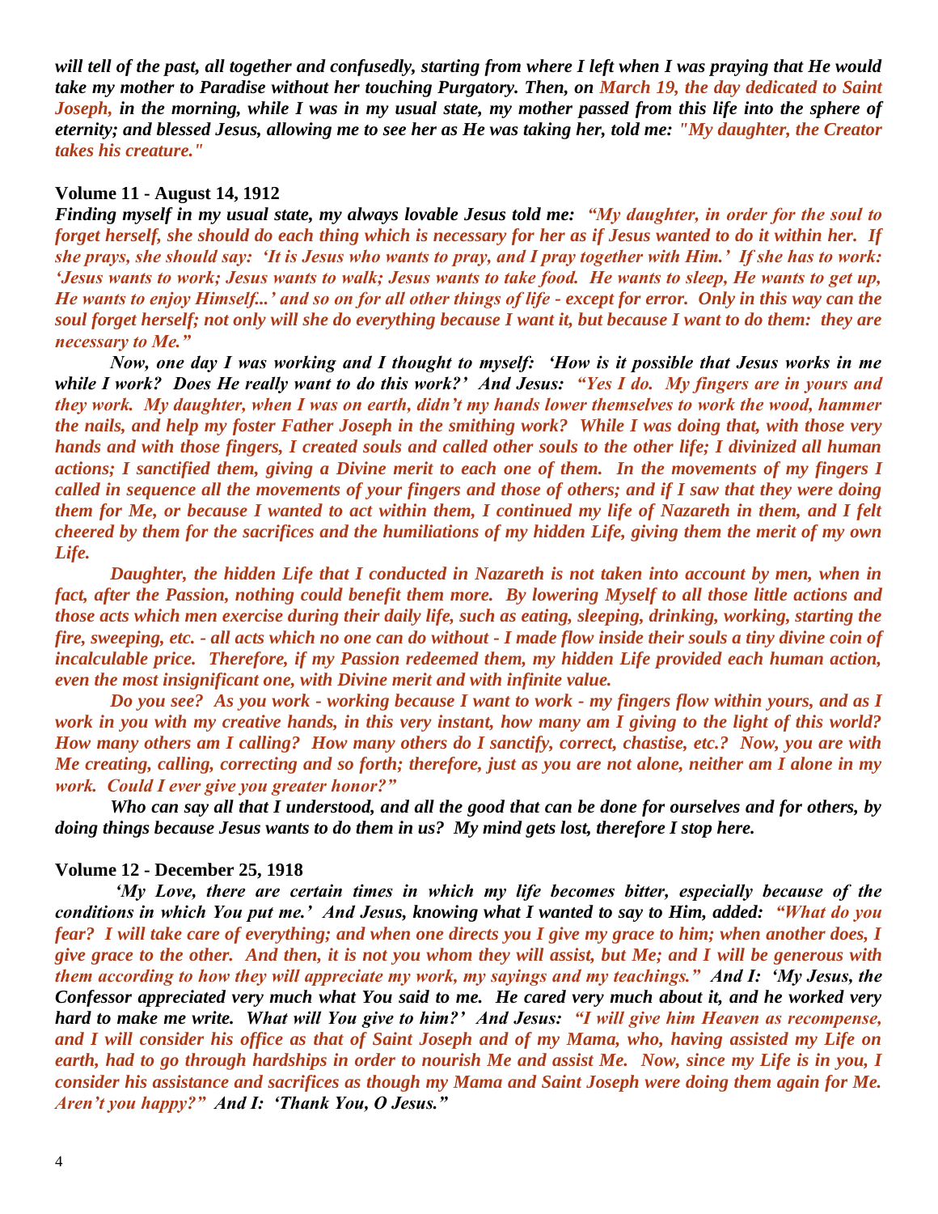***will tell of the past, all together and confusedly, starting from where I left when I was praying that He would take my mother to Paradise without her touching Purgatory. Then, on March 19, the day dedicated to Saint Joseph, in the morning, while I was in my usual state, my mother passed from this life into the sphere of eternity; and blessed Jesus, allowing me to see her as He was taking her, told me: "My daughter, the Creator takes his creature."***

**Volume 11 - August 14, 1912**

***Finding myself in my usual state, my always lovable Jesus told me: "My daughter, in order for the soul to forget herself, she should do each thing which is necessary for her as if Jesus wanted to do it within her. If she prays, she should say: 'It is Jesus who wants to pray, and I pray together with Him.' If she has to work: 'Jesus wants to work; Jesus wants to walk; Jesus wants to take food. He wants to sleep, He wants to get up, He wants to enjoy Himself...' and so on for all other things of life - except for error. Only in this way can the soul forget herself; not only will she do everything because I want it, but because I want to do them: they are necessary to Me."***

***Now, one day I was working and I thought to myself: 'How is it possible that Jesus works in me while I work? Does He really want to do this work?' And Jesus: "Yes I do. My fingers are in yours and they work. My daughter, when I was on earth, didn't my hands lower themselves to work the wood, hammer the nails, and help my foster Father Joseph in the smithing work? While I was doing that, with those very hands and with those fingers, I created souls and called other souls to the other life; I divinized all human actions; I sanctified them, giving a Divine merit to each one of them. In the movements of my fingers I called in sequence all the movements of your fingers and those of others; and if I saw that they were doing them for Me, or because I wanted to act within them, I continued my life of Nazareth in them, and I felt cheered by them for the sacrifices and the humiliations of my hidden Life, giving them the merit of my own Life.***

***Daughter, the hidden Life that I conducted in Nazareth is not taken into account by men, when in fact, after the Passion, nothing could benefit them more. By lowering Myself to all those little actions and those acts which men exercise during their daily life, such as eating, sleeping, drinking, working, starting the fire, sweeping, etc. - all acts which no one can do without - I made flow inside their souls a tiny divine coin of incalculable price. Therefore, if my Passion redeemed them, my hidden Life provided each human action, even the most insignificant one, with Divine merit and with infinite value.***

***Do you see? As you work - working because I want to work - my fingers flow within yours, and as I work in you with my creative hands, in this very instant, how many am I giving to the light of this world? How many others am I calling? How many others do I sanctify, correct, chastise, etc.? Now, you are with Me creating, calling, correcting and so forth; therefore, just as you are not alone, neither am I alone in my work. Could I ever give you greater honor?"***

***Who can say all that I understood, and all the good that can be done for ourselves and for others, by doing things because Jesus wants to do them in us? My mind gets lost, therefore I stop here.***

**Volume 12 - December 25, 1918**

***'My Love, there are certain times in which my life becomes bitter, especially because of the conditions in which You put me.' And Jesus, knowing what I wanted to say to Him, added: "What do you fear? I will take care of everything; and when one directs you I give my grace to him; when another does, I give grace to the other. And then, it is not you whom they will assist, but Me; and I will be generous with them according to how they will appreciate my work, my sayings and my teachings." And I: 'My Jesus, the Confessor appreciated very much what You said to me. He cared very much about it, and he worked very hard to make me write. What will You give to him?' And Jesus: "I will give him Heaven as recompense, and I will consider his office as that of Saint Joseph and of my Mama, who, having assisted my Life on earth, had to go through hardships in order to nourish Me and assist Me. Now, since my Life is in you, I consider his assistance and sacrifices as though my Mama and Saint Joseph were doing them again for Me. Aren't you happy?" And I: 'Thank You, O Jesus."***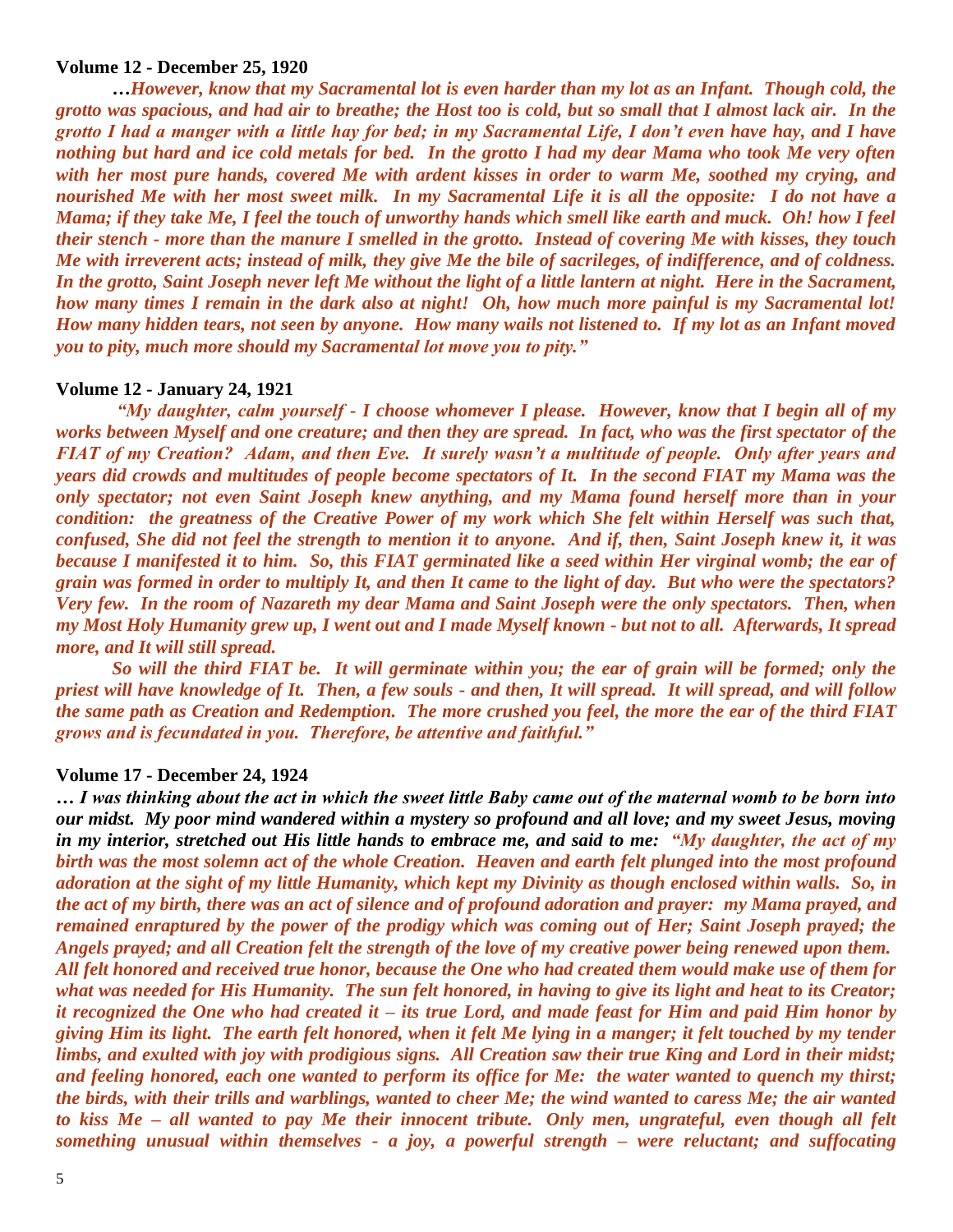**Volume 12 - December 25, 1920**

***…However, know that my Sacramental lot is even harder than my lot as an Infant. Though cold, the grotto was spacious, and had air to breathe; the Host too is cold, but so small that I almost lack air. In the grotto I had a manger with a little hay for bed; in my Sacramental Life, I don't even have hay, and I have nothing but hard and ice cold metals for bed. In the grotto I had my dear Mama who took Me very often with her most pure hands, covered Me with ardent kisses in order to warm Me, soothed my crying, and nourished Me with her most sweet milk. In my Sacramental Life it is all the opposite: I do not have a Mama; if they take Me, I feel the touch of unworthy hands which smell like earth and muck. Oh! how I feel their stench - more than the manure I smelled in the grotto. Instead of covering Me with kisses, they touch Me with irreverent acts; instead of milk, they give Me the bile of sacrileges, of indifference, and of coldness. In the grotto, Saint Joseph never left Me without the light of a little lantern at night. Here in the Sacrament, how many times I remain in the dark also at night! Oh, how much more painful is my Sacramental lot! How many hidden tears, not seen by anyone. How many wails not listened to. If my lot as an Infant moved you to pity, much more should my Sacramental lot move you to pity."***

**Volume 12 - January 24, 1921**

***"My daughter, calm yourself - I choose whomever I please. However, know that I begin all of my works between Myself and one creature; and then they are spread. In fact, who was the first spectator of the FIAT of my Creation? Adam, and then Eve. It surely wasn't a multitude of people. Only after years and years did crowds and multitudes of people become spectators of It. In the second FIAT my Mama was the only spectator; not even Saint Joseph knew anything, and my Mama found herself more than in your condition: the greatness of the Creative Power of my work which She felt within Herself was such that, confused, She did not feel the strength to mention it to anyone. And if, then, Saint Joseph knew it, it was because I manifested it to him. So, this FIAT germinated like a seed within Her virginal womb; the ear of grain was formed in order to multiply It, and then It came to the light of day. But who were the spectators? Very few. In the room of Nazareth my dear Mama and Saint Joseph were the only spectators. Then, when my Most Holy Humanity grew up, I went out and I made Myself known - but not to all. Afterwards, It spread more, and It will still spread.***

***So will the third FIAT be. It will germinate within you; the ear of grain will be formed; only the priest will have knowledge of It. Then, a few souls - and then, It will spread. It will spread, and will follow the same path as Creation and Redemption. The more crushed you feel, the more the ear of the third FIAT grows and is fecundated in you. Therefore, be attentive and faithful."***

**Volume 17 - December 24, 1924**

***… I was thinking about the act in which the sweet little Baby came out of the maternal womb to be born into our midst. My poor mind wandered within a mystery so profound and all love; and my sweet Jesus, moving in my interior, stretched out His little hands to embrace me, and said to me: "My daughter, the act of my birth was the most solemn act of the whole Creation. Heaven and earth felt plunged into the most profound adoration at the sight of my little Humanity, which kept my Divinity as though enclosed within walls. So, in the act of my birth, there was an act of silence and of profound adoration and prayer: my Mama prayed, and remained enraptured by the power of the prodigy which was coming out of Her; Saint Joseph prayed; the Angels prayed; and all Creation felt the strength of the love of my creative power being renewed upon them. All felt honored and received true honor, because the One who had created them would make use of them for what was needed for His Humanity. The sun felt honored, in having to give its light and heat to its Creator; it recognized the One who had created it – its true Lord, and made feast for Him and paid Him honor by giving Him its light. The earth felt honored, when it felt Me lying in a manger; it felt touched by my tender limbs, and exulted with joy with prodigious signs. All Creation saw their true King and Lord in their midst; and feeling honored, each one wanted to perform its office for Me: the water wanted to quench my thirst; the birds, with their trills and warblings, wanted to cheer Me; the wind wanted to caress Me; the air wanted to kiss Me – all wanted to pay Me their innocent tribute. Only men, ungrateful, even though all felt something unusual within themselves - a joy, a powerful strength – were reluctant; and suffocating***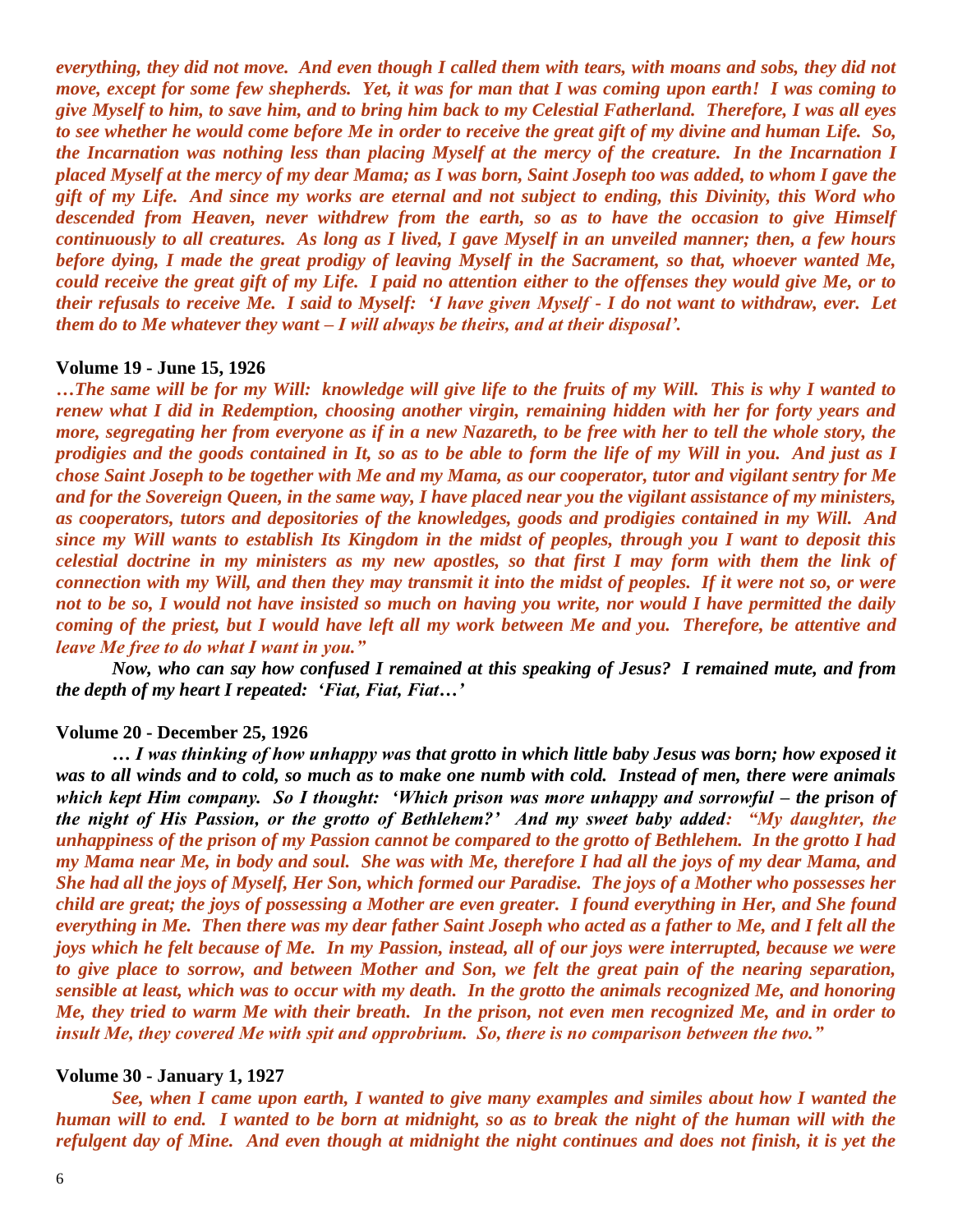*everything, they did not move. And even though I called them with tears, with moans and sobs, they did not move, except for some few shepherds. Yet, it was for man that I was coming upon earth! I was coming to give Myself to him, to save him, and to bring him back to my Celestial Fatherland. Therefore, I was all eyes to see whether he would come before Me in order to receive the great gift of my divine and human Life. So, the Incarnation was nothing less than placing Myself at the mercy of the creature. In the Incarnation I placed Myself at the mercy of my dear Mama; as I was born, Saint Joseph too was added, to whom I gave the gift of my Life. And since my works are eternal and not subject to ending, this Divinity, this Word who descended from Heaven, never withdrew from the earth, so as to have the occasion to give Himself continuously to all creatures. As long as I lived, I gave Myself in an unveiled manner; then, a few hours before dying, I made the great prodigy of leaving Myself in the Sacrament, so that, whoever wanted Me, could receive the great gift of my Life. I paid no attention either to the offenses they would give Me, or to their refusals to receive Me. I said to Myself: 'I have given Myself - I do not want to withdraw, ever. Let them do to Me whatever they want – I will always be theirs, and at their disposal'.*

**Volume 19 - June 15, 1926**

*…The same will be for my Will: knowledge will give life to the fruits of my Will. This is why I wanted to renew what I did in Redemption, choosing another virgin, remaining hidden with her for forty years and more, segregating her from everyone as if in a new Nazareth, to be free with her to tell the whole story, the prodigies and the goods contained in It, so as to be able to form the life of my Will in you. And just as I chose Saint Joseph to be together with Me and my Mama, as our cooperator, tutor and vigilant sentry for Me and for the Sovereign Queen, in the same way, I have placed near you the vigilant assistance of my ministers, as cooperators, tutors and depositories of the knowledges, goods and prodigies contained in my Will. And since my Will wants to establish Its Kingdom in the midst of peoples, through you I want to deposit this celestial doctrine in my ministers as my new apostles, so that first I may form with them the link of connection with my Will, and then they may transmit it into the midst of peoples. If it were not so, or were not to be so, I would not have insisted so much on having you write, nor would I have permitted the daily coming of the priest, but I would have left all my work between Me and you. Therefore, be attentive and leave Me free to do what I want in you."*

***Now, who can say how confused I remained at this speaking of Jesus? I remained mute, and from the depth of my heart I repeated: 'Fiat, Fiat, Fiat…'***

**Volume 20 - December 25, 1926**

***… I was thinking of how unhappy was that grotto in which little baby Jesus was born; how exposed it was to all winds and to cold, so much as to make one numb with cold. Instead of men, there were animals which kept Him company. So I thought: 'Which prison was more unhappy and sorrowful – the prison of the night of His Passion, or the grotto of Bethlehem?' And my sweet baby added:*** *"My daughter, the unhappiness of the prison of my Passion cannot be compared to the grotto of Bethlehem. In the grotto I had my Mama near Me, in body and soul. She was with Me, therefore I had all the joys of my dear Mama, and She had all the joys of Myself, Her Son, which formed our Paradise. The joys of a Mother who possesses her child are great; the joys of possessing a Mother are even greater. I found everything in Her, and She found everything in Me. Then there was my dear father Saint Joseph who acted as a father to Me, and I felt all the joys which he felt because of Me. In my Passion, instead, all of our joys were interrupted, because we were to give place to sorrow, and between Mother and Son, we felt the great pain of the nearing separation, sensible at least, which was to occur with my death. In the grotto the animals recognized Me, and honoring Me, they tried to warm Me with their breath. In the prison, not even men recognized Me, and in order to insult Me, they covered Me with spit and opprobrium. So, there is no comparison between the two."*

**Volume 30 - January 1, 1927**

*See, when I came upon earth, I wanted to give many examples and similes about how I wanted the human will to end. I wanted to be born at midnight, so as to break the night of the human will with the refulgent day of Mine. And even though at midnight the night continues and does not finish, it is yet the*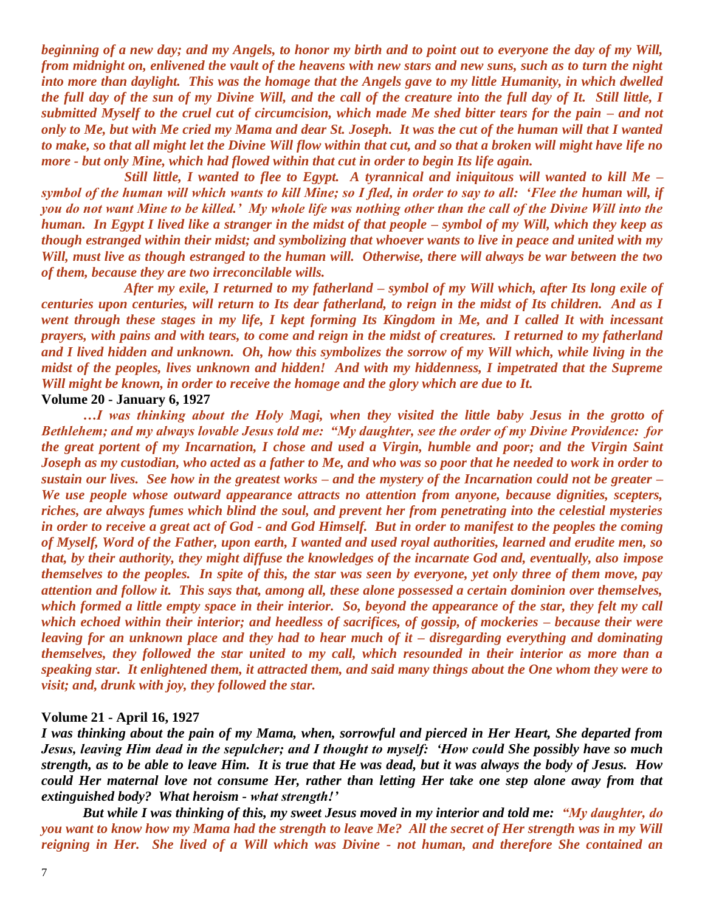***beginning of a new day; and my Angels, to honor my birth and to point out to everyone the day of my Will, from midnight on, enlivened the vault of the heavens with new stars and new suns, such as to turn the night into more than daylight. This was the homage that the Angels gave to my little Humanity, in which dwelled the full day of the sun of my Divine Will, and the call of the creature into the full day of It. Still little, I submitted Myself to the cruel cut of circumcision, which made Me shed bitter tears for the pain – and not only to Me, but with Me cried my Mama and dear St. Joseph. It was the cut of the human will that I wanted to make, so that all might let the Divine Will flow within that cut, and so that a broken will might have life no more - but only Mine, which had flowed within that cut in order to begin Its life again.***

***Still little, I wanted to flee to Egypt. A tyrannical and iniquitous will wanted to kill Me – symbol of the human will which wants to kill Mine; so I fled, in order to say to all: 'Flee the human will, if you do not want Mine to be killed.' My whole life was nothing other than the call of the Divine Will into the human. In Egypt I lived like a stranger in the midst of that people – symbol of my Will, which they keep as though estranged within their midst; and symbolizing that whoever wants to live in peace and united with my Will, must live as though estranged to the human will. Otherwise, there will always be war between the two of them, because they are two irreconcilable wills.***

***After my exile, I returned to my fatherland – symbol of my Will which, after Its long exile of centuries upon centuries, will return to Its dear fatherland, to reign in the midst of Its children. And as I went through these stages in my life, I kept forming Its Kingdom in Me, and I called It with incessant prayers, with pains and with tears, to come and reign in the midst of creatures. I returned to my fatherland and I lived hidden and unknown. Oh, how this symbolizes the sorrow of my Will which, while living in the midst of the peoples, lives unknown and hidden! And with my hiddenness, I impetrated that the Supreme Will might be known, in order to receive the homage and the glory which are due to It.***

**Volume 20 - January 6, 1927**

***…I was thinking about the Holy Magi, when they visited the little baby Jesus in the grotto of Bethlehem; and my always lovable Jesus told me: "My daughter, see the order of my Divine Providence: for the great portent of my Incarnation, I chose and used a Virgin, humble and poor; and the Virgin Saint Joseph as my custodian, who acted as a father to Me, and who was so poor that he needed to work in order to sustain our lives. See how in the greatest works – and the mystery of the Incarnation could not be greater – We use people whose outward appearance attracts no attention from anyone, because dignities, scepters, riches, are always fumes which blind the soul, and prevent her from penetrating into the celestial mysteries in order to receive a great act of God - and God Himself. But in order to manifest to the peoples the coming of Myself, Word of the Father, upon earth, I wanted and used royal authorities, learned and erudite men, so that, by their authority, they might diffuse the knowledges of the incarnate God and, eventually, also impose themselves to the peoples. In spite of this, the star was seen by everyone, yet only three of them move, pay attention and follow it. This says that, among all, these alone possessed a certain dominion over themselves, which formed a little empty space in their interior. So, beyond the appearance of the star, they felt my call which echoed within their interior; and heedless of sacrifices, of gossip, of mockeries – because their were leaving for an unknown place and they had to hear much of it – disregarding everything and dominating themselves, they followed the star united to my call, which resounded in their interior as more than a speaking star. It enlightened them, it attracted them, and said many things about the One whom they were to visit; and, drunk with joy, they followed the star.***

**Volume 21 - April 16, 1927**

***I was thinking about the pain of my Mama, when, sorrowful and pierced in Her Heart, She departed from Jesus, leaving Him dead in the sepulcher; and I thought to myself: 'How could She possibly have so much strength, as to be able to leave Him. It is true that He was dead, but it was always the body of Jesus. How could Her maternal love not consume Her, rather than letting Her take one step alone away from that extinguished body? What heroism - what strength!'***

***But while I was thinking of this, my sweet Jesus moved in my interior and told me: "My daughter, do you want to know how my Mama had the strength to leave Me? All the secret of Her strength was in my Will reigning in Her. She lived of a Will which was Divine - not human, and therefore She contained an***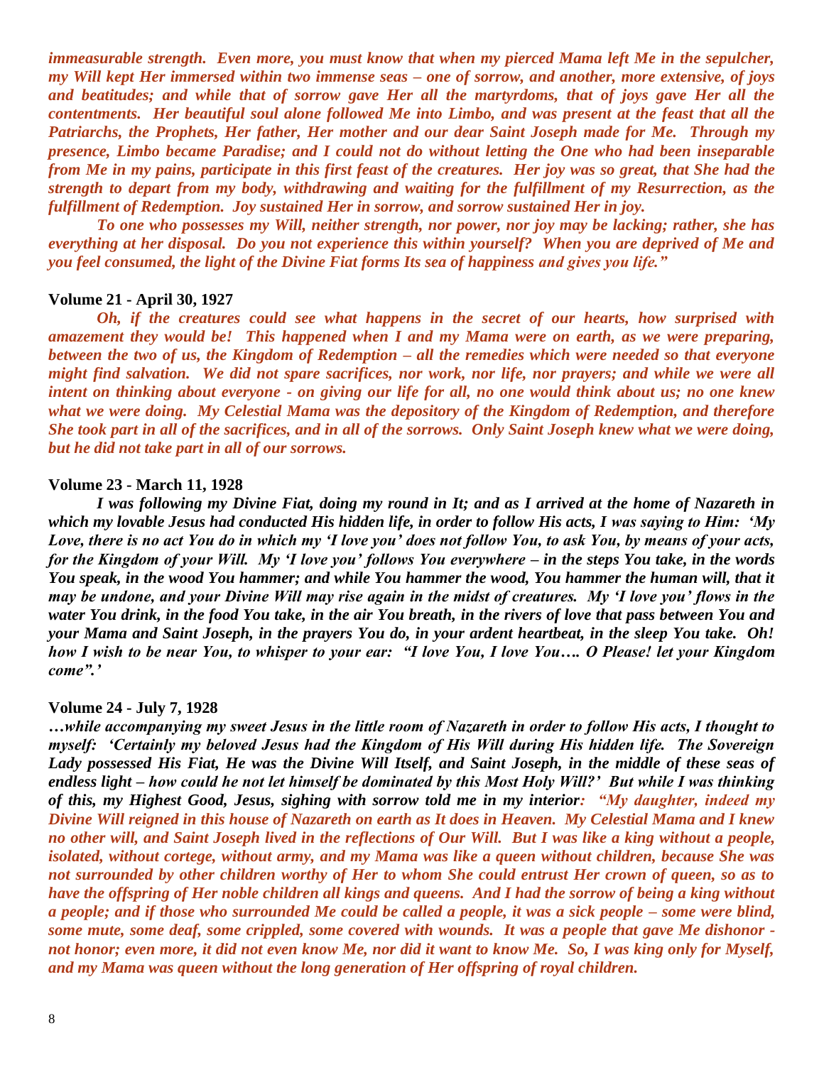***immeasurable strength. Even more, you must know that when my pierced Mama left Me in the sepulcher, my Will kept Her immersed within two immense seas – one of sorrow, and another, more extensive, of joys and beatitudes; and while that of sorrow gave Her all the martyrdoms, that of joys gave Her all the contentments. Her beautiful soul alone followed Me into Limbo, and was present at the feast that all the Patriarchs, the Prophets, Her father, Her mother and our dear Saint Joseph made for Me. Through my presence, Limbo became Paradise; and I could not do without letting the One who had been inseparable from Me in my pains, participate in this first feast of the creatures. Her joy was so great, that She had the strength to depart from my body, withdrawing and waiting for the fulfillment of my Resurrection, as the fulfillment of Redemption. Joy sustained Her in sorrow, and sorrow sustained Her in joy.***

***To one who possesses my Will, neither strength, nor power, nor joy may be lacking; rather, she has everything at her disposal. Do you not experience this within yourself? When you are deprived of Me and you feel consumed, the light of the Divine Fiat forms Its sea of happiness and gives you life."***

**Volume 21 - April 30, 1927**

***Oh, if the creatures could see what happens in the secret of our hearts, how surprised with amazement they would be! This happened when I and my Mama were on earth, as we were preparing, between the two of us, the Kingdom of Redemption – all the remedies which were needed so that everyone might find salvation. We did not spare sacrifices, nor work, nor life, nor prayers; and while we were all intent on thinking about everyone - on giving our life for all, no one would think about us; no one knew what we were doing. My Celestial Mama was the depository of the Kingdom of Redemption, and therefore She took part in all of the sacrifices, and in all of the sorrows. Only Saint Joseph knew what we were doing, but he did not take part in all of our sorrows.***

**Volume 23 - March 11, 1928**

***I was following my Divine Fiat, doing my round in It; and as I arrived at the home of Nazareth in which my lovable Jesus had conducted His hidden life, in order to follow His acts, I was saying to Him: 'My Love, there is no act You do in which my 'I love you' does not follow You, to ask You, by means of your acts, for the Kingdom of your Will. My 'I love you' follows You everywhere – in the steps You take, in the words You speak, in the wood You hammer; and while You hammer the wood, You hammer the human will, that it may be undone, and your Divine Will may rise again in the midst of creatures. My 'I love you' flows in the water You drink, in the food You take, in the air You breath, in the rivers of love that pass between You and your Mama and Saint Joseph, in the prayers You do, in your ardent heartbeat, in the sleep You take. Oh! how I wish to be near You, to whisper to your ear: "I love You, I love You…. O Please! let your Kingdom come".'***

**Volume 24 - July 7, 1928**

***…while accompanying my sweet Jesus in the little room of Nazareth in order to follow His acts, I thought to myself: 'Certainly my beloved Jesus had the Kingdom of His Will during His hidden life. The Sovereign Lady possessed His Fiat, He was the Divine Will Itself, and Saint Joseph, in the middle of these seas of endless light – how could he not let himself be dominated by this Most Holy Will?' But while I was thinking of this, my Highest Good, Jesus, sighing with sorrow told me in my interior: "My daughter, indeed my Divine Will reigned in this house of Nazareth on earth as It does in Heaven. My Celestial Mama and I knew no other will, and Saint Joseph lived in the reflections of Our Will. But I was like a king without a people, isolated, without cortege, without army, and my Mama was like a queen without children, because She was not surrounded by other children worthy of Her to whom She could entrust Her crown of queen, so as to have the offspring of Her noble children all kings and queens. And I had the sorrow of being a king without a people; and if those who surrounded Me could be called a people, it was a sick people – some were blind, some mute, some deaf, some crippled, some covered with wounds. It was a people that gave Me dishonor - not honor; even more, it did not even know Me, nor did it want to know Me. So, I was king only for Myself, and my Mama was queen without the long generation of Her offspring of royal children.***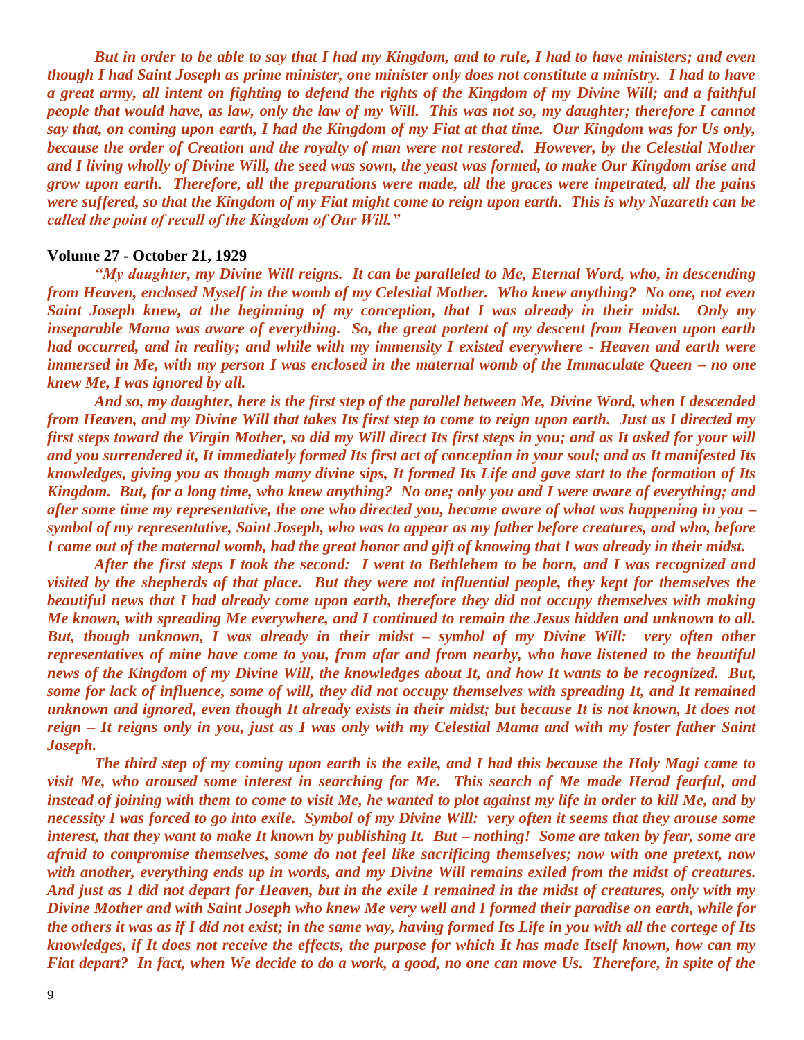*But in order to be able to say that I had my Kingdom, and to rule, I had to have ministers; and even though I had Saint Joseph as prime minister, one minister only does not constitute a ministry. I had to have a great army, all intent on fighting to defend the rights of the Kingdom of my Divine Will; and a faithful people that would have, as law, only the law of my Will. This was not so, my daughter; therefore I cannot say that, on coming upon earth, I had the Kingdom of my Fiat at that time. Our Kingdom was for Us only, because the order of Creation and the royalty of man were not restored. However, by the Celestial Mother and I living wholly of Divine Will, the seed was sown, the yeast was formed, to make Our Kingdom arise and grow upon earth. Therefore, all the preparations were made, all the graces were impetrated, all the pains were suffered, so that the Kingdom of my Fiat might come to reign upon earth. This is why Nazareth can be called the point of recall of the Kingdom of Our Will."*

**Volume 27 - October 21, 1929**

*"My daughter, my Divine Will reigns. It can be paralleled to Me, Eternal Word, who, in descending from Heaven, enclosed Myself in the womb of my Celestial Mother. Who knew anything? No one, not even Saint Joseph knew, at the beginning of my conception, that I was already in their midst. Only my inseparable Mama was aware of everything. So, the great portent of my descent from Heaven upon earth had occurred, and in reality; and while with my immensity I existed everywhere - Heaven and earth were immersed in Me, with my person I was enclosed in the maternal womb of the Immaculate Queen – no one knew Me, I was ignored by all.*

*And so, my daughter, here is the first step of the parallel between Me, Divine Word, when I descended from Heaven, and my Divine Will that takes Its first step to come to reign upon earth. Just as I directed my first steps toward the Virgin Mother, so did my Will direct Its first steps in you; and as It asked for your will and you surrendered it, It immediately formed Its first act of conception in your soul; and as It manifested Its knowledges, giving you as though many divine sips, It formed Its Life and gave start to the formation of Its Kingdom. But, for a long time, who knew anything? No one; only you and I were aware of everything; and after some time my representative, the one who directed you, became aware of what was happening in you – symbol of my representative, Saint Joseph, who was to appear as my father before creatures, and who, before I came out of the maternal womb, had the great honor and gift of knowing that I was already in their midst.*

*After the first steps I took the second: I went to Bethlehem to be born, and I was recognized and visited by the shepherds of that place. But they were not influential people, they kept for themselves the beautiful news that I had already come upon earth, therefore they did not occupy themselves with making Me known, with spreading Me everywhere, and I continued to remain the Jesus hidden and unknown to all. But, though unknown, I was already in their midst – symbol of my Divine Will: very often other representatives of mine have come to you, from afar and from nearby, who have listened to the beautiful news of the Kingdom of my Divine Will, the knowledges about It, and how It wants to be recognized. But, some for lack of influence, some of will, they did not occupy themselves with spreading It, and It remained unknown and ignored, even though It already exists in their midst; but because It is not known, It does not reign – It reigns only in you, just as I was only with my Celestial Mama and with my foster father Saint Joseph.*

*The third step of my coming upon earth is the exile, and I had this because the Holy Magi came to visit Me, who aroused some interest in searching for Me. This search of Me made Herod fearful, and instead of joining with them to come to visit Me, he wanted to plot against my life in order to kill Me, and by necessity I was forced to go into exile. Symbol of my Divine Will: very often it seems that they arouse some interest, that they want to make It known by publishing It. But – nothing! Some are taken by fear, some are afraid to compromise themselves, some do not feel like sacrificing themselves; now with one pretext, now with another, everything ends up in words, and my Divine Will remains exiled from the midst of creatures. And just as I did not depart for Heaven, but in the exile I remained in the midst of creatures, only with my Divine Mother and with Saint Joseph who knew Me very well and I formed their paradise on earth, while for the others it was as if I did not exist; in the same way, having formed Its Life in you with all the cortege of Its knowledges, if It does not receive the effects, the purpose for which It has made Itself known, how can my Fiat depart? In fact, when We decide to do a work, a good, no one can move Us. Therefore, in spite of the*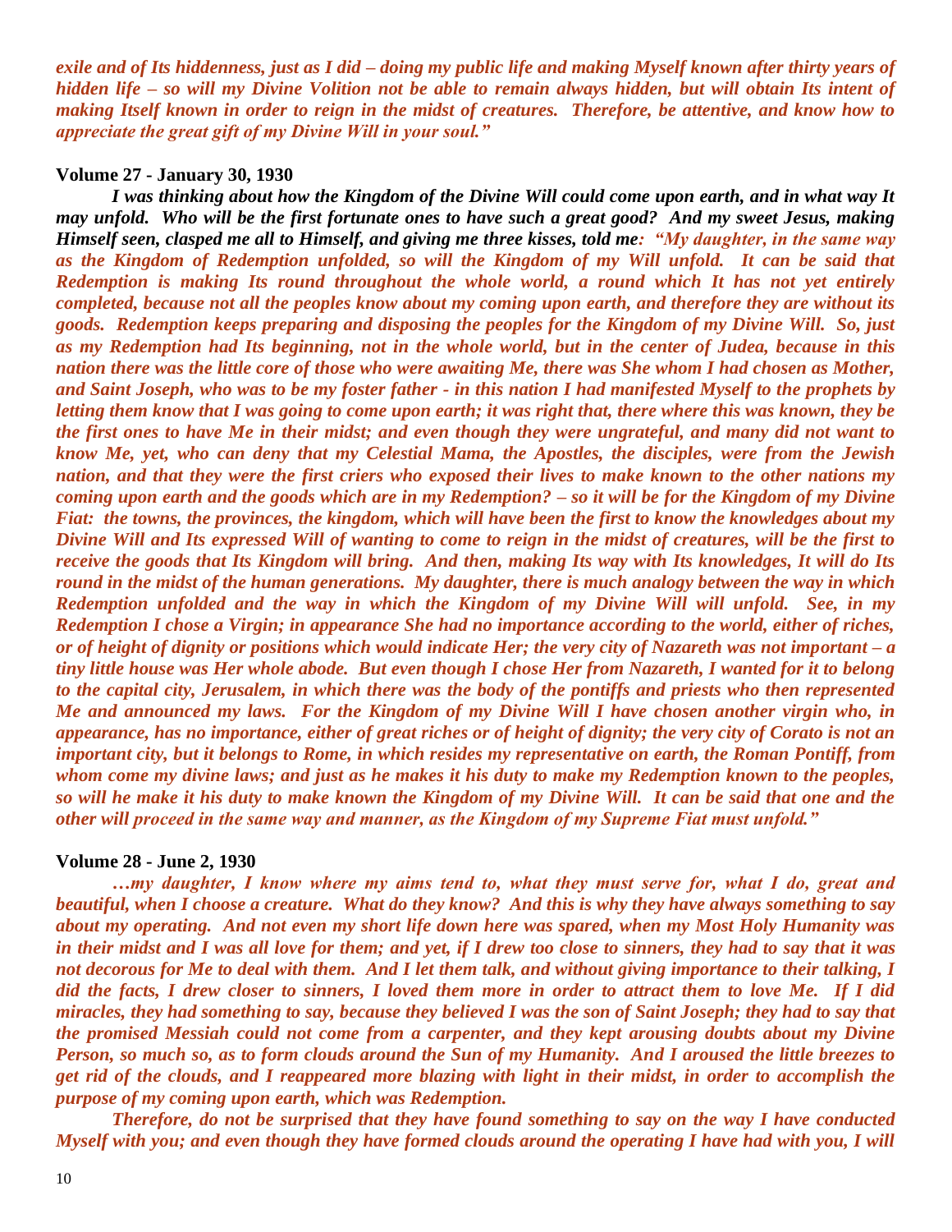*exile and of Its hiddenness, just as I did – doing my public life and making Myself known after thirty years of hidden life – so will my Divine Volition not be able to remain always hidden, but will obtain Its intent of making Itself known in order to reign in the midst of creatures. Therefore, be attentive, and know how to appreciate the great gift of my Divine Will in your soul."*

**Volume 27 - January 30, 1930**

***I was thinking about how the Kingdom of the Divine Will could come upon earth, and in what way It may unfold. Who will be the first fortunate ones to have such a great good? And my sweet Jesus, making Himself seen, clasped me all to Himself, and giving me three kisses, told me:*** *"My daughter, in the same way as the Kingdom of Redemption unfolded, so will the Kingdom of my Will unfold. It can be said that Redemption is making Its round throughout the whole world, a round which It has not yet entirely completed, because not all the peoples know about my coming upon earth, and therefore they are without its goods. Redemption keeps preparing and disposing the peoples for the Kingdom of my Divine Will. So, just as my Redemption had Its beginning, not in the whole world, but in the center of Judea, because in this nation there was the little core of those who were awaiting Me, there was She whom I had chosen as Mother, and Saint Joseph, who was to be my foster father - in this nation I had manifested Myself to the prophets by letting them know that I was going to come upon earth; it was right that, there where this was known, they be the first ones to have Me in their midst; and even though they were ungrateful, and many did not want to know Me, yet, who can deny that my Celestial Mama, the Apostles, the disciples, were from the Jewish nation, and that they were the first criers who exposed their lives to make known to the other nations my coming upon earth and the goods which are in my Redemption? – so it will be for the Kingdom of my Divine Fiat: the towns, the provinces, the kingdom, which will have been the first to know the knowledges about my Divine Will and Its expressed Will of wanting to come to reign in the midst of creatures, will be the first to receive the goods that Its Kingdom will bring. And then, making Its way with Its knowledges, It will do Its round in the midst of the human generations. My daughter, there is much analogy between the way in which Redemption unfolded and the way in which the Kingdom of my Divine Will will unfold. See, in my Redemption I chose a Virgin; in appearance She had no importance according to the world, either of riches, or of height of dignity or positions which would indicate Her; the very city of Nazareth was not important – a tiny little house was Her whole abode. But even though I chose Her from Nazareth, I wanted for it to belong to the capital city, Jerusalem, in which there was the body of the pontiffs and priests who then represented Me and announced my laws. For the Kingdom of my Divine Will I have chosen another virgin who, in appearance, has no importance, either of great riches or of height of dignity; the very city of Corato is not an important city, but it belongs to Rome, in which resides my representative on earth, the Roman Pontiff, from whom come my divine laws; and just as he makes it his duty to make my Redemption known to the peoples, so will he make it his duty to make known the Kingdom of my Divine Will. It can be said that one and the other will proceed in the same way and manner, as the Kingdom of my Supreme Fiat must unfold."*

**Volume 28 - June 2, 1930**

*…my daughter, I know where my aims tend to, what they must serve for, what I do, great and beautiful, when I choose a creature. What do they know? And this is why they have always something to say about my operating. And not even my short life down here was spared, when my Most Holy Humanity was in their midst and I was all love for them; and yet, if I drew too close to sinners, they had to say that it was not decorous for Me to deal with them. And I let them talk, and without giving importance to their talking, I did the facts, I drew closer to sinners, I loved them more in order to attract them to love Me. If I did miracles, they had something to say, because they believed I was the son of Saint Joseph; they had to say that the promised Messiah could not come from a carpenter, and they kept arousing doubts about my Divine Person, so much so, as to form clouds around the Sun of my Humanity. And I aroused the little breezes to get rid of the clouds, and I reappeared more blazing with light in their midst, in order to accomplish the purpose of my coming upon earth, which was Redemption.*

*Therefore, do not be surprised that they have found something to say on the way I have conducted Myself with you; and even though they have formed clouds around the operating I have had with you, I will*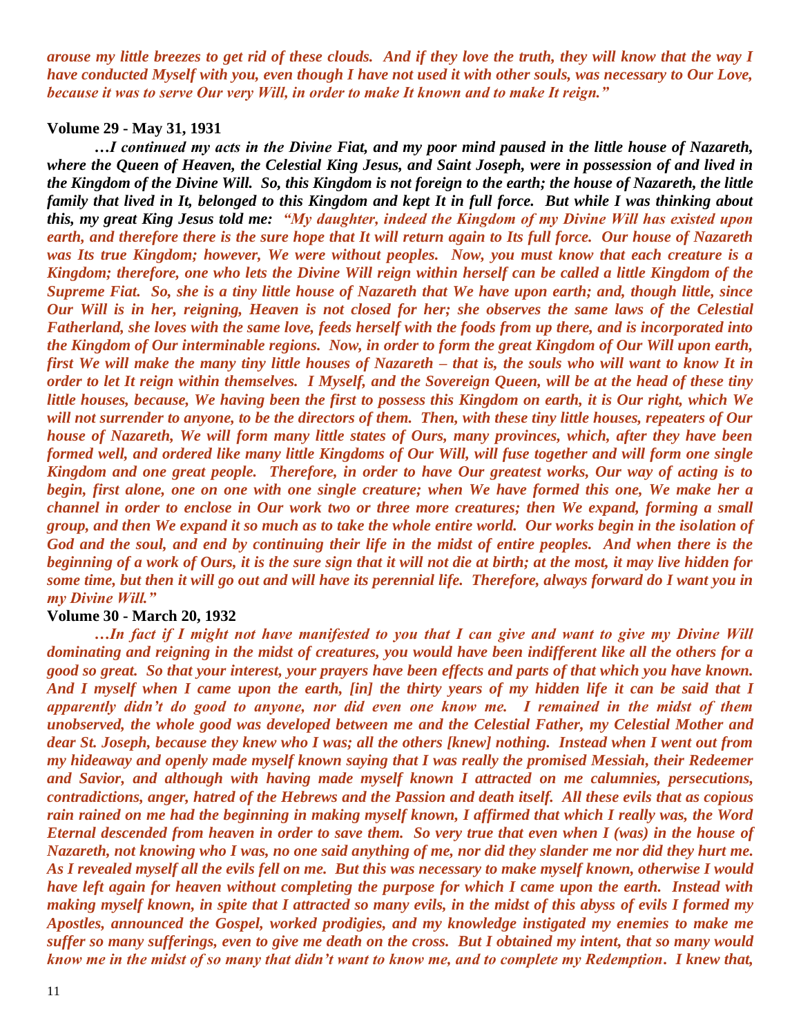***arouse my little breezes to get rid of these clouds. And if they love the truth, they will know that the way I have conducted Myself with you, even though I have not used it with other souls, was necessary to Our Love, because it was to serve Our very Will, in order to make It known and to make It reign."***

**Volume 29 - May 31, 1931**

***…I continued my acts in the Divine Fiat, and my poor mind paused in the little house of Nazareth, where the Queen of Heaven, the Celestial King Jesus, and Saint Joseph, were in possession of and lived in the Kingdom of the Divine Will. So, this Kingdom is not foreign to the earth; the house of Nazareth, the little family that lived in It, belonged to this Kingdom and kept It in full force. But while I was thinking about this, my great King Jesus told me: "My daughter, indeed the Kingdom of my Divine Will has existed upon earth, and therefore there is the sure hope that It will return again to Its full force. Our house of Nazareth was Its true Kingdom; however, We were without peoples. Now, you must know that each creature is a Kingdom; therefore, one who lets the Divine Will reign within herself can be called a little Kingdom of the Supreme Fiat. So, she is a tiny little house of Nazareth that We have upon earth; and, though little, since Our Will is in her, reigning, Heaven is not closed for her; she observes the same laws of the Celestial Fatherland, she loves with the same love, feeds herself with the foods from up there, and is incorporated into the Kingdom of Our interminable regions. Now, in order to form the great Kingdom of Our Will upon earth, first We will make the many tiny little houses of Nazareth – that is, the souls who will want to know It in order to let It reign within themselves. I Myself, and the Sovereign Queen, will be at the head of these tiny little houses, because, We having been the first to possess this Kingdom on earth, it is Our right, which We will not surrender to anyone, to be the directors of them. Then, with these tiny little houses, repeaters of Our house of Nazareth, We will form many little states of Ours, many provinces, which, after they have been formed well, and ordered like many little Kingdoms of Our Will, will fuse together and will form one single Kingdom and one great people. Therefore, in order to have Our greatest works, Our way of acting is to begin, first alone, one on one with one single creature; when We have formed this one, We make her a channel in order to enclose in Our work two or three more creatures; then We expand, forming a small group, and then We expand it so much as to take the whole entire world. Our works begin in the isolation of God and the soul, and end by continuing their life in the midst of entire peoples. And when there is the beginning of a work of Ours, it is the sure sign that it will not die at birth; at the most, it may live hidden for some time, but then it will go out and will have its perennial life. Therefore, always forward do I want you in my Divine Will."***

**Volume 30 - March 20, 1932**

***…In fact if I might not have manifested to you that I can give and want to give my Divine Will dominating and reigning in the midst of creatures, you would have been indifferent like all the others for a good so great. So that your interest, your prayers have been effects and parts of that which you have known. And I myself when I came upon the earth, [in] the thirty years of my hidden life it can be said that I apparently didn't do good to anyone, nor did even one know me. I remained in the midst of them unobserved, the whole good was developed between me and the Celestial Father, my Celestial Mother and dear St. Joseph, because they knew who I was; all the others [knew] nothing. Instead when I went out from my hideaway and openly made myself known saying that I was really the promised Messiah, their Redeemer and Savior, and although with having made myself known I attracted on me calumnies, persecutions, contradictions, anger, hatred of the Hebrews and the Passion and death itself. All these evils that as copious rain rained on me had the beginning in making myself known, I affirmed that which I really was, the Word Eternal descended from heaven in order to save them. So very true that even when I (was) in the house of Nazareth, not knowing who I was, no one said anything of me, nor did they slander me nor did they hurt me. As I revealed myself all the evils fell on me. But this was necessary to make myself known, otherwise I would have left again for heaven without completing the purpose for which I came upon the earth. Instead with making myself known, in spite that I attracted so many evils, in the midst of this abyss of evils I formed my Apostles, announced the Gospel, worked prodigies, and my knowledge instigated my enemies to make me suffer so many sufferings, even to give me death on the cross. But I obtained my intent, that so many would know me in the midst of so many that didn't want to know me, and to complete my Redemption. I knew that,***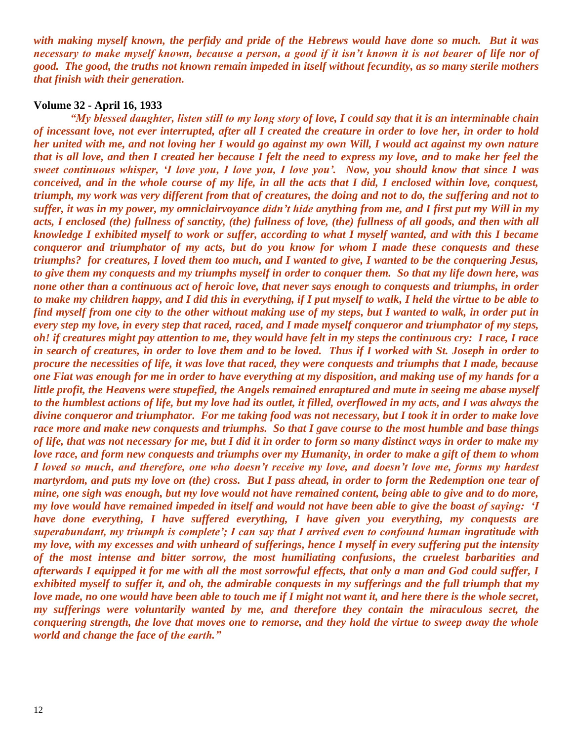***with making myself known, the perfidy and pride of the Hebrews would have done so much. But it was necessary to make myself known, because a person, a good if it isn't known it is not bearer of life nor of good. The good, the truths not known remain impeded in itself without fecundity, as so many sterile mothers that finish with their generation.***

**Volume 32 - April 16, 1933**

***"My blessed daughter, listen still to my long story of love, I could say that it is an interminable chain of incessant love, not ever interrupted, after all I created the creature in order to love her, in order to hold her united with me, and not loving her I would go against my own Will, I would act against my own nature that is all love, and then I created her because I felt the need to express my love, and to make her feel the sweet continuous whisper, 'I love you, I love you, I love you'. Now, you should know that since I was conceived, and in the whole course of my life, in all the acts that I did, I enclosed within love, conquest, triumph, my work was very different from that of creatures, the doing and not to do, the suffering and not to suffer, it was in my power, my omniclairvoyance didn't hide anything from me, and I first put my Will in my acts, I enclosed (the) fullness of sanctity, (the) fullness of love, (the) fullness of all goods, and then with all knowledge I exhibited myself to work or suffer, according to what I myself wanted, and with this I became conqueror and triumphator of my acts, but do you know for whom I made these conquests and these triumphs? for creatures, I loved them too much, and I wanted to give, I wanted to be the conquering Jesus, to give them my conquests and my triumphs myself in order to conquer them. So that my life down here, was none other than a continuous act of heroic love, that never says enough to conquests and triumphs, in order to make my children happy, and I did this in everything, if I put myself to walk, I held the virtue to be able to find myself from one city to the other without making use of my steps, but I wanted to walk, in order put in every step my love, in every step that raced, raced, and I made myself conqueror and triumphator of my steps, oh! if creatures might pay attention to me, they would have felt in my steps the continuous cry: I race, I race in search of creatures, in order to love them and to be loved. Thus if I worked with St. Joseph in order to procure the necessities of life, it was love that raced, they were conquests and triumphs that I made, because one Fiat was enough for me in order to have everything at my disposition, and making use of my hands for a little profit, the Heavens were stupefied, the Angels remained enraptured and mute in seeing me abase myself to the humblest actions of life, but my love had its outlet, it filled, overflowed in my acts, and I was always the divine conqueror and triumphator. For me taking food was not necessary, but I took it in order to make love race more and make new conquests and triumphs. So that I gave course to the most humble and base things of life, that was not necessary for me, but I did it in order to form so many distinct ways in order to make my love race, and form new conquests and triumphs over my Humanity, in order to make a gift of them to whom I loved so much, and therefore, one who doesn't receive my love, and doesn't love me, forms my hardest martyrdom, and puts my love on (the) cross. But I pass ahead, in order to form the Redemption one tear of mine, one sigh was enough, but my love would not have remained content, being able to give and to do more, my love would have remained impeded in itself and would not have been able to give the boast of saying: 'I have done everything, I have suffered everything, I have given you everything, my conquests are superabundant, my triumph is complete'; I can say that I arrived even to confound human ingratitude with my love, with my excesses and with unheard of sufferings, hence I myself in every suffering put the intensity of the most intense and bitter sorrow, the most humiliating confusions, the cruelest barbarities and afterwards I equipped it for me with all the most sorrowful effects, that only a man and God could suffer, I exhibited myself to suffer it, and oh, the admirable conquests in my sufferings and the full triumph that my love made, no one would have been able to touch me if I might not want it, and here there is the whole secret, my sufferings were voluntarily wanted by me, and therefore they contain the miraculous secret, the conquering strength, the love that moves one to remorse, and they hold the virtue to sweep away the whole world and change the face of the earth."***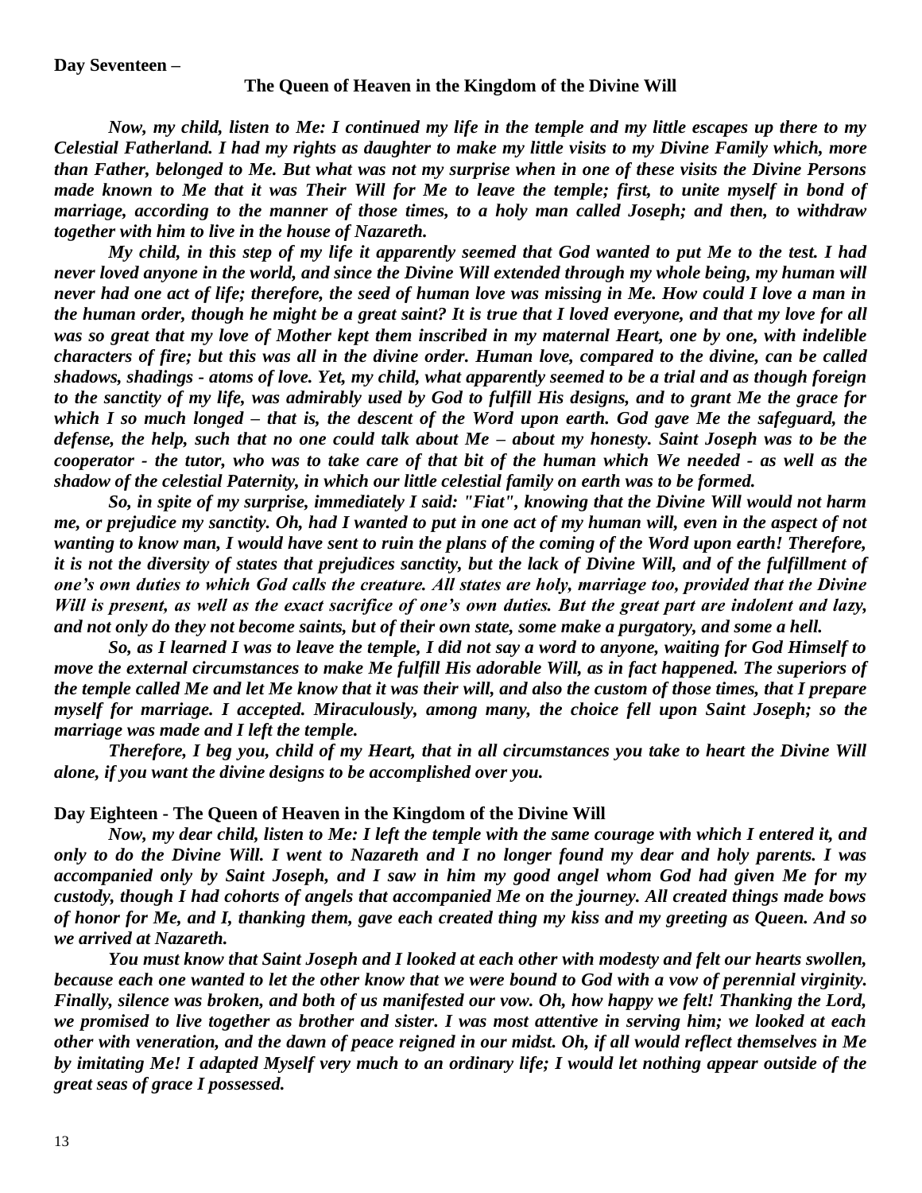**Day Seventeen –**

**The Queen of Heaven in the Kingdom of the Divine Will**

***Now, my child, listen to Me: I continued my life in the temple and my little escapes up there to my Celestial Fatherland. I had my rights as daughter to make my little visits to my Divine Family which, more than Father, belonged to Me. But what was not my surprise when in one of these visits the Divine Persons made known to Me that it was Their Will for Me to leave the temple; first, to unite myself in bond of marriage, according to the manner of those times, to a holy man called Joseph; and then, to withdraw together with him to live in the house of Nazareth.***

***My child, in this step of my life it apparently seemed that God wanted to put Me to the test. I had never loved anyone in the world, and since the Divine Will extended through my whole being, my human will never had one act of life; therefore, the seed of human love was missing in Me. How could I love a man in the human order, though he might be a great saint? It is true that I loved everyone, and that my love for all was so great that my love of Mother kept them inscribed in my maternal Heart, one by one, with indelible characters of fire; but this was all in the divine order. Human love, compared to the divine, can be called shadows, shadings - atoms of love. Yet, my child, what apparently seemed to be a trial and as though foreign to the sanctity of my life, was admirably used by God to fulfill His designs, and to grant Me the grace for which I so much longed – that is, the descent of the Word upon earth. God gave Me the safeguard, the defense, the help, such that no one could talk about Me – about my honesty. Saint Joseph was to be the cooperator - the tutor, who was to take care of that bit of the human which We needed - as well as the shadow of the celestial Paternity, in which our little celestial family on earth was to be formed.***

***So, in spite of my surprise, immediately I said: "Fiat", knowing that the Divine Will would not harm me, or prejudice my sanctity. Oh, had I wanted to put in one act of my human will, even in the aspect of not wanting to know man, I would have sent to ruin the plans of the coming of the Word upon earth! Therefore, it is not the diversity of states that prejudices sanctity, but the lack of Divine Will, and of the fulfillment of one's own duties to which God calls the creature. All states are holy, marriage too, provided that the Divine Will is present, as well as the exact sacrifice of one's own duties. But the great part are indolent and lazy, and not only do they not become saints, but of their own state, some make a purgatory, and some a hell.***

***So, as I learned I was to leave the temple, I did not say a word to anyone, waiting for God Himself to move the external circumstances to make Me fulfill His adorable Will, as in fact happened. The superiors of the temple called Me and let Me know that it was their will, and also the custom of those times, that I prepare myself for marriage. I accepted. Miraculously, among many, the choice fell upon Saint Joseph; so the marriage was made and I left the temple.***

***Therefore, I beg you, child of my Heart, that in all circumstances you take to heart the Divine Will alone, if you want the divine designs to be accomplished over you.***

**Day Eighteen - The Queen of Heaven in the Kingdom of the Divine Will**

***Now, my dear child, listen to Me: I left the temple with the same courage with which I entered it, and only to do the Divine Will. I went to Nazareth and I no longer found my dear and holy parents. I was accompanied only by Saint Joseph, and I saw in him my good angel whom God had given Me for my custody, though I had cohorts of angels that accompanied Me on the journey. All created things made bows of honor for Me, and I, thanking them, gave each created thing my kiss and my greeting as Queen. And so we arrived at Nazareth.***

***You must know that Saint Joseph and I looked at each other with modesty and felt our hearts swollen, because each one wanted to let the other know that we were bound to God with a vow of perennial virginity. Finally, silence was broken, and both of us manifested our vow. Oh, how happy we felt! Thanking the Lord, we promised to live together as brother and sister. I was most attentive in serving him; we looked at each other with veneration, and the dawn of peace reigned in our midst. Oh, if all would reflect themselves in Me by imitating Me! I adapted Myself very much to an ordinary life; I would let nothing appear outside of the great seas of grace I possessed.***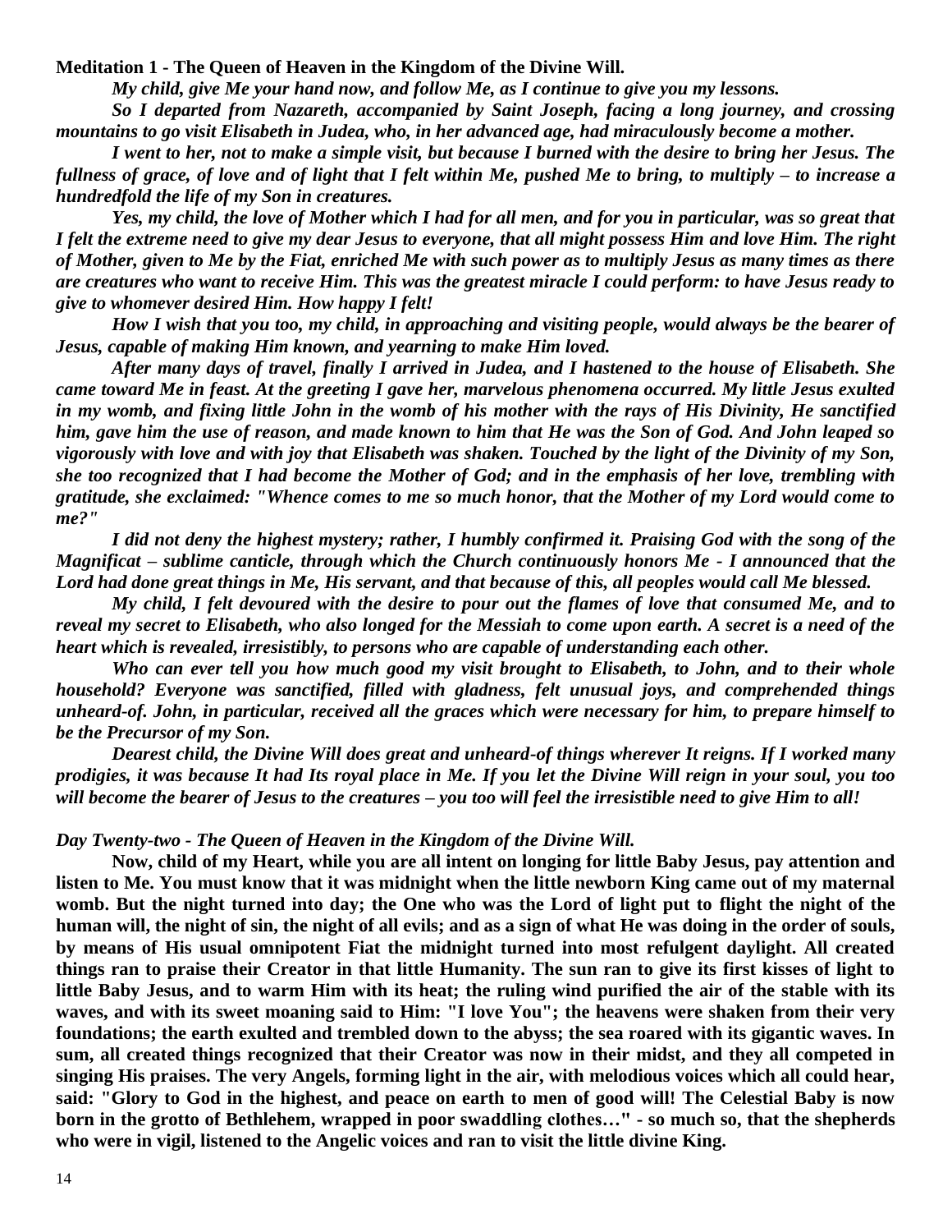**Meditation 1 - The Queen of Heaven in the Kingdom of the Divine Will.**

***My child, give Me your hand now, and follow Me, as I continue to give you my lessons.***

***So I departed from Nazareth, accompanied by Saint Joseph, facing a long journey, and crossing mountains to go visit Elisabeth in Judea, who, in her advanced age, had miraculously become a mother.***

***I went to her, not to make a simple visit, but because I burned with the desire to bring her Jesus. The fullness of grace, of love and of light that I felt within Me, pushed Me to bring, to multiply – to increase a hundredfold the life of my Son in creatures.***

***Yes, my child, the love of Mother which I had for all men, and for you in particular, was so great that I felt the extreme need to give my dear Jesus to everyone, that all might possess Him and love Him. The right of Mother, given to Me by the Fiat, enriched Me with such power as to multiply Jesus as many times as there are creatures who want to receive Him. This was the greatest miracle I could perform: to have Jesus ready to give to whomever desired Him. How happy I felt!***

***How I wish that you too, my child, in approaching and visiting people, would always be the bearer of Jesus, capable of making Him known, and yearning to make Him loved.***

***After many days of travel, finally I arrived in Judea, and I hastened to the house of Elisabeth. She came toward Me in feast. At the greeting I gave her, marvelous phenomena occurred. My little Jesus exulted in my womb, and fixing little John in the womb of his mother with the rays of His Divinity, He sanctified him, gave him the use of reason, and made known to him that He was the Son of God. And John leaped so vigorously with love and with joy that Elisabeth was shaken. Touched by the light of the Divinity of my Son, she too recognized that I had become the Mother of God; and in the emphasis of her love, trembling with gratitude, she exclaimed: "Whence comes to me so much honor, that the Mother of my Lord would come to me?"***

***I did not deny the highest mystery; rather, I humbly confirmed it. Praising God with the song of the Magnificat – sublime canticle, through which the Church continuously honors Me - I announced that the Lord had done great things in Me, His servant, and that because of this, all peoples would call Me blessed.***

***My child, I felt devoured with the desire to pour out the flames of love that consumed Me, and to reveal my secret to Elisabeth, who also longed for the Messiah to come upon earth. A secret is a need of the heart which is revealed, irresistibly, to persons who are capable of understanding each other.***

***Who can ever tell you how much good my visit brought to Elisabeth, to John, and to their whole household? Everyone was sanctified, filled with gladness, felt unusual joys, and comprehended things unheard-of. John, in particular, received all the graces which were necessary for him, to prepare himself to be the Precursor of my Son.***

***Dearest child, the Divine Will does great and unheard-of things wherever It reigns. If I worked many prodigies, it was because It had Its royal place in Me. If you let the Divine Will reign in your soul, you too will become the bearer of Jesus to the creatures – you too will feel the irresistible need to give Him to all!***

***Day Twenty-two - The Queen of Heaven in the Kingdom of the Divine Will.***

**Now, child of my Heart, while you are all intent on longing for little Baby Jesus, pay attention and listen to Me. You must know that it was midnight when the little newborn King came out of my maternal womb. But the night turned into day; the One who was the Lord of light put to flight the night of the human will, the night of sin, the night of all evils; and as a sign of what He was doing in the order of souls, by means of His usual omnipotent Fiat the midnight turned into most refulgent daylight. All created things ran to praise their Creator in that little Humanity. The sun ran to give its first kisses of light to little Baby Jesus, and to warm Him with its heat; the ruling wind purified the air of the stable with its waves, and with its sweet moaning said to Him: "I love You"; the heavens were shaken from their very foundations; the earth exulted and trembled down to the abyss; the sea roared with its gigantic waves. In sum, all created things recognized that their Creator was now in their midst, and they all competed in singing His praises. The very Angels, forming light in the air, with melodious voices which all could hear, said: "Glory to God in the highest, and peace on earth to men of good will! The Celestial Baby is now born in the grotto of Bethlehem, wrapped in poor swaddling clothes…" - so much so, that the shepherds who were in vigil, listened to the Angelic voices and ran to visit the little divine King.**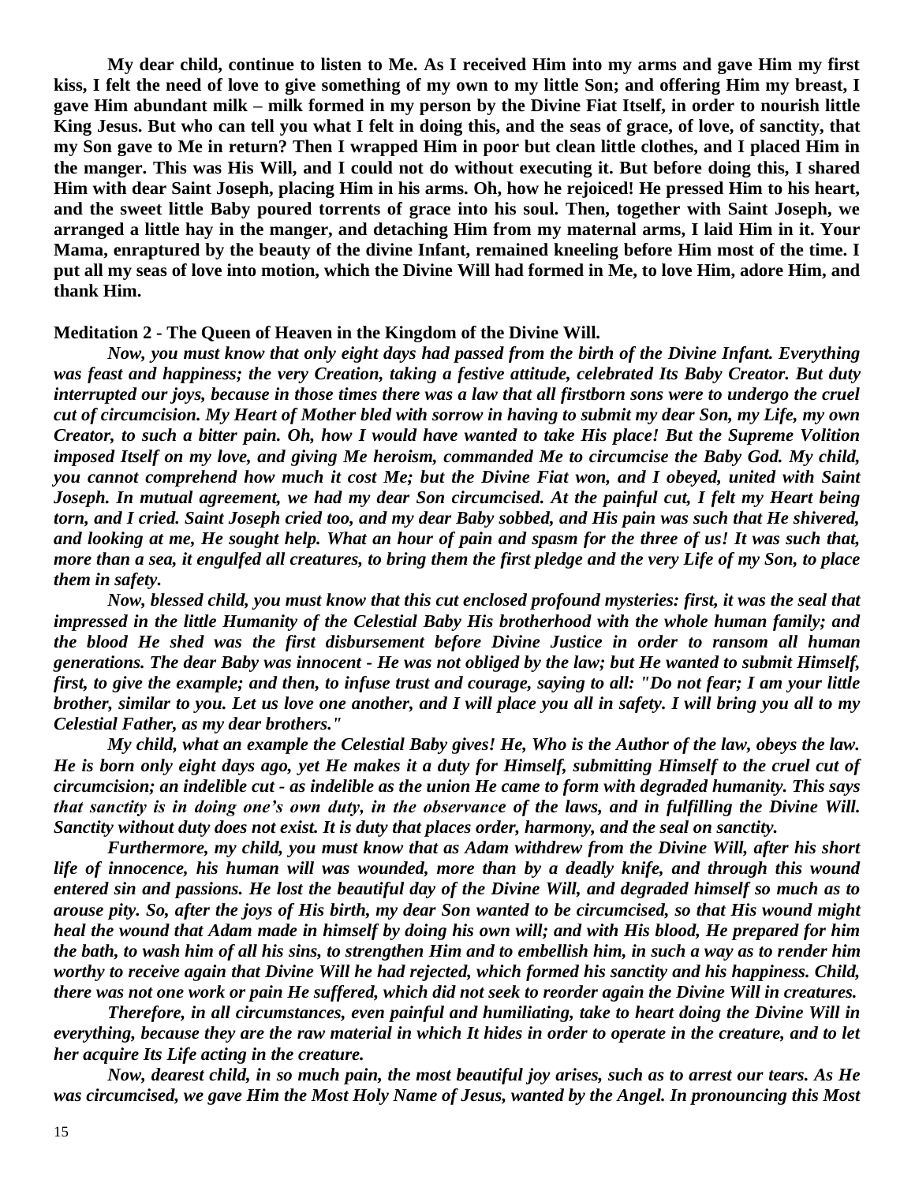**My dear child, continue to listen to Me. As I received Him into my arms and gave Him my first kiss, I felt the need of love to give something of my own to my little Son; and offering Him my breast, I gave Him abundant milk – milk formed in my person by the Divine Fiat Itself, in order to nourish little King Jesus. But who can tell you what I felt in doing this, and the seas of grace, of love, of sanctity, that my Son gave to Me in return? Then I wrapped Him in poor but clean little clothes, and I placed Him in the manger. This was His Will, and I could not do without executing it. But before doing this, I shared Him with dear Saint Joseph, placing Him in his arms. Oh, how he rejoiced! He pressed Him to his heart, and the sweet little Baby poured torrents of grace into his soul. Then, together with Saint Joseph, we arranged a little hay in the manger, and detaching Him from my maternal arms, I laid Him in it. Your Mama, enraptured by the beauty of the divine Infant, remained kneeling before Him most of the time. I put all my seas of love into motion, which the Divine Will had formed in Me, to love Him, adore Him, and thank Him.**

**Meditation 2 - The Queen of Heaven in the Kingdom of the Divine Will.**

***Now, you must know that only eight days had passed from the birth of the Divine Infant. Everything was feast and happiness; the very Creation, taking a festive attitude, celebrated Its Baby Creator. But duty interrupted our joys, because in those times there was a law that all firstborn sons were to undergo the cruel cut of circumcision. My Heart of Mother bled with sorrow in having to submit my dear Son, my Life, my own Creator, to such a bitter pain. Oh, how I would have wanted to take His place! But the Supreme Volition imposed Itself on my love, and giving Me heroism, commanded Me to circumcise the Baby God. My child, you cannot comprehend how much it cost Me; but the Divine Fiat won, and I obeyed, united with Saint Joseph. In mutual agreement, we had my dear Son circumcised. At the painful cut, I felt my Heart being torn, and I cried. Saint Joseph cried too, and my dear Baby sobbed, and His pain was such that He shivered, and looking at me, He sought help. What an hour of pain and spasm for the three of us! It was such that, more than a sea, it engulfed all creatures, to bring them the first pledge and the very Life of my Son, to place them in safety.***

***Now, blessed child, you must know that this cut enclosed profound mysteries: first, it was the seal that impressed in the little Humanity of the Celestial Baby His brotherhood with the whole human family; and the blood He shed was the first disbursement before Divine Justice in order to ransom all human generations. The dear Baby was innocent - He was not obliged by the law; but He wanted to submit Himself, first, to give the example; and then, to infuse trust and courage, saying to all: "Do not fear; I am your little brother, similar to you. Let us love one another, and I will place you all in safety. I will bring you all to my Celestial Father, as my dear brothers."***

***My child, what an example the Celestial Baby gives! He, Who is the Author of the law, obeys the law. He is born only eight days ago, yet He makes it a duty for Himself, submitting Himself to the cruel cut of circumcision; an indelible cut - as indelible as the union He came to form with degraded humanity. This says that sanctity is in doing one's own duty, in the observance of the laws, and in fulfilling the Divine Will. Sanctity without duty does not exist. It is duty that places order, harmony, and the seal on sanctity.***

***Furthermore, my child, you must know that as Adam withdrew from the Divine Will, after his short life of innocence, his human will was wounded, more than by a deadly knife, and through this wound entered sin and passions. He lost the beautiful day of the Divine Will, and degraded himself so much as to arouse pity. So, after the joys of His birth, my dear Son wanted to be circumcised, so that His wound might heal the wound that Adam made in himself by doing his own will; and with His blood, He prepared for him the bath, to wash him of all his sins, to strengthen Him and to embellish him, in such a way as to render him worthy to receive again that Divine Will he had rejected, which formed his sanctity and his happiness. Child, there was not one work or pain He suffered, which did not seek to reorder again the Divine Will in creatures.***

***Therefore, in all circumstances, even painful and humiliating, take to heart doing the Divine Will in everything, because they are the raw material in which It hides in order to operate in the creature, and to let her acquire Its Life acting in the creature.***

***Now, dearest child, in so much pain, the most beautiful joy arises, such as to arrest our tears. As He was circumcised, we gave Him the Most Holy Name of Jesus, wanted by the Angel. In pronouncing this Most***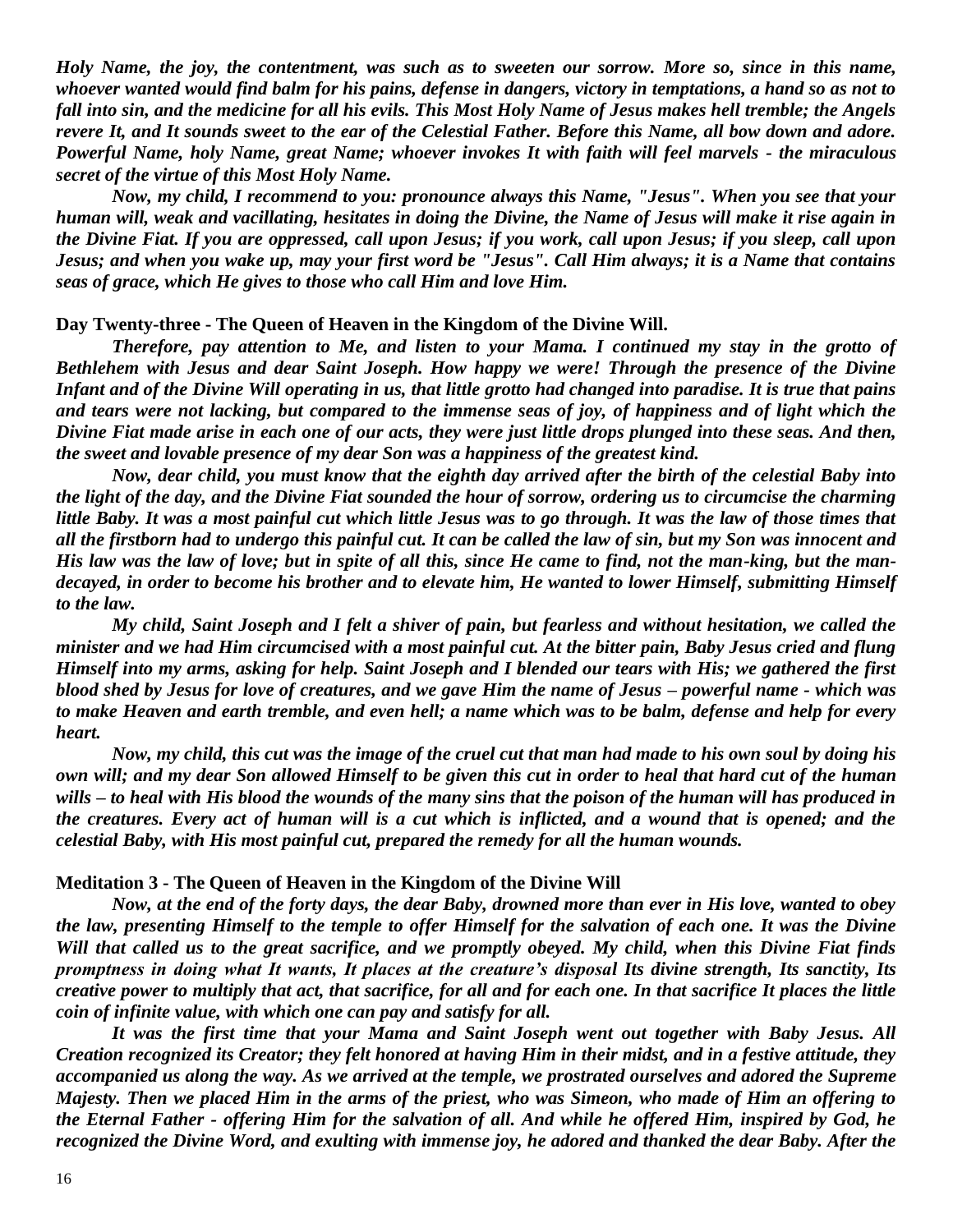*Holy Name, the joy, the contentment, was such as to sweeten our sorrow. More so, since in this name, whoever wanted would find balm for his pains, defense in dangers, victory in temptations, a hand so as not to fall into sin, and the medicine for all his evils. This Most Holy Name of Jesus makes hell tremble; the Angels revere It, and It sounds sweet to the ear of the Celestial Father. Before this Name, all bow down and adore. Powerful Name, holy Name, great Name; whoever invokes It with faith will feel marvels - the miraculous secret of the virtue of this Most Holy Name.*

*Now, my child, I recommend to you: pronounce always this Name, "Jesus". When you see that your human will, weak and vacillating, hesitates in doing the Divine, the Name of Jesus will make it rise again in the Divine Fiat. If you are oppressed, call upon Jesus; if you work, call upon Jesus; if you sleep, call upon Jesus; and when you wake up, may your first word be "Jesus". Call Him always; it is a Name that contains seas of grace, which He gives to those who call Him and love Him.*

**Day Twenty-three - The Queen of Heaven in the Kingdom of the Divine Will.**

*Therefore, pay attention to Me, and listen to your Mama. I continued my stay in the grotto of Bethlehem with Jesus and dear Saint Joseph. How happy we were! Through the presence of the Divine Infant and of the Divine Will operating in us, that little grotto had changed into paradise. It is true that pains and tears were not lacking, but compared to the immense seas of joy, of happiness and of light which the Divine Fiat made arise in each one of our acts, they were just little drops plunged into these seas. And then, the sweet and lovable presence of my dear Son was a happiness of the greatest kind.*

*Now, dear child, you must know that the eighth day arrived after the birth of the celestial Baby into the light of the day, and the Divine Fiat sounded the hour of sorrow, ordering us to circumcise the charming little Baby. It was a most painful cut which little Jesus was to go through. It was the law of those times that all the firstborn had to undergo this painful cut. It can be called the law of sin, but my Son was innocent and His law was the law of love; but in spite of all this, since He came to find, not the man-king, but the man-decayed, in order to become his brother and to elevate him, He wanted to lower Himself, submitting Himself to the law.*

*My child, Saint Joseph and I felt a shiver of pain, but fearless and without hesitation, we called the minister and we had Him circumcised with a most painful cut. At the bitter pain, Baby Jesus cried and flung Himself into my arms, asking for help. Saint Joseph and I blended our tears with His; we gathered the first blood shed by Jesus for love of creatures, and we gave Him the name of Jesus – powerful name - which was to make Heaven and earth tremble, and even hell; a name which was to be balm, defense and help for every heart.*

*Now, my child, this cut was the image of the cruel cut that man had made to his own soul by doing his own will; and my dear Son allowed Himself to be given this cut in order to heal that hard cut of the human wills – to heal with His blood the wounds of the many sins that the poison of the human will has produced in the creatures. Every act of human will is a cut which is inflicted, and a wound that is opened; and the celestial Baby, with His most painful cut, prepared the remedy for all the human wounds.*

**Meditation 3 - The Queen of Heaven in the Kingdom of the Divine Will**

*Now, at the end of the forty days, the dear Baby, drowned more than ever in His love, wanted to obey the law, presenting Himself to the temple to offer Himself for the salvation of each one. It was the Divine Will that called us to the great sacrifice, and we promptly obeyed. My child, when this Divine Fiat finds promptness in doing what It wants, It places at the creature's disposal Its divine strength, Its sanctity, Its creative power to multiply that act, that sacrifice, for all and for each one. In that sacrifice It places the little coin of infinite value, with which one can pay and satisfy for all.*

*It was the first time that your Mama and Saint Joseph went out together with Baby Jesus. All Creation recognized its Creator; they felt honored at having Him in their midst, and in a festive attitude, they accompanied us along the way. As we arrived at the temple, we prostrated ourselves and adored the Supreme Majesty. Then we placed Him in the arms of the priest, who was Simeon, who made of Him an offering to the Eternal Father - offering Him for the salvation of all. And while he offered Him, inspired by God, he recognized the Divine Word, and exulting with immense joy, he adored and thanked the dear Baby. After the*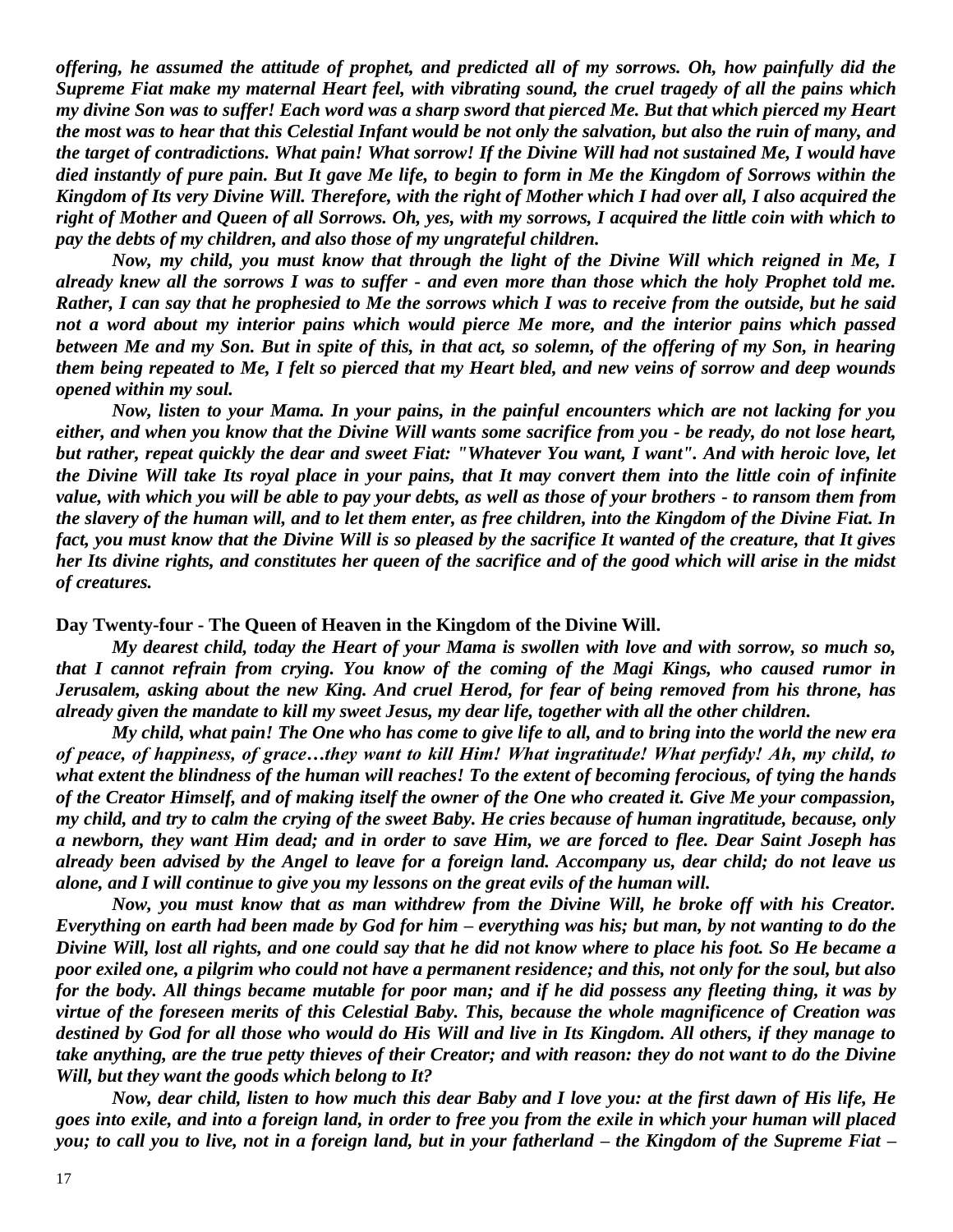*offering, he assumed the attitude of prophet, and predicted all of my sorrows. Oh, how painfully did the Supreme Fiat make my maternal Heart feel, with vibrating sound, the cruel tragedy of all the pains which my divine Son was to suffer! Each word was a sharp sword that pierced Me. But that which pierced my Heart the most was to hear that this Celestial Infant would be not only the salvation, but also the ruin of many, and the target of contradictions. What pain! What sorrow! If the Divine Will had not sustained Me, I would have died instantly of pure pain. But It gave Me life, to begin to form in Me the Kingdom of Sorrows within the Kingdom of Its very Divine Will. Therefore, with the right of Mother which I had over all, I also acquired the right of Mother and Queen of all Sorrows. Oh, yes, with my sorrows, I acquired the little coin with which to pay the debts of my children, and also those of my ungrateful children.*

*Now, my child, you must know that through the light of the Divine Will which reigned in Me, I already knew all the sorrows I was to suffer - and even more than those which the holy Prophet told me. Rather, I can say that he prophesied to Me the sorrows which I was to receive from the outside, but he said not a word about my interior pains which would pierce Me more, and the interior pains which passed between Me and my Son. But in spite of this, in that act, so solemn, of the offering of my Son, in hearing them being repeated to Me, I felt so pierced that my Heart bled, and new veins of sorrow and deep wounds opened within my soul.*

*Now, listen to your Mama. In your pains, in the painful encounters which are not lacking for you either, and when you know that the Divine Will wants some sacrifice from you - be ready, do not lose heart, but rather, repeat quickly the dear and sweet Fiat: "Whatever You want, I want". And with heroic love, let the Divine Will take Its royal place in your pains, that It may convert them into the little coin of infinite value, with which you will be able to pay your debts, as well as those of your brothers - to ransom them from the slavery of the human will, and to let them enter, as free children, into the Kingdom of the Divine Fiat. In fact, you must know that the Divine Will is so pleased by the sacrifice It wanted of the creature, that It gives her Its divine rights, and constitutes her queen of the sacrifice and of the good which will arise in the midst of creatures.*

**Day Twenty-four - The Queen of Heaven in the Kingdom of the Divine Will.**

*My dearest child, today the Heart of your Mama is swollen with love and with sorrow, so much so, that I cannot refrain from crying. You know of the coming of the Magi Kings, who caused rumor in Jerusalem, asking about the new King. And cruel Herod, for fear of being removed from his throne, has already given the mandate to kill my sweet Jesus, my dear life, together with all the other children.*

*My child, what pain! The One who has come to give life to all, and to bring into the world the new era of peace, of happiness, of grace…they want to kill Him! What ingratitude! What perfidy! Ah, my child, to what extent the blindness of the human will reaches! To the extent of becoming ferocious, of tying the hands of the Creator Himself, and of making itself the owner of the One who created it. Give Me your compassion, my child, and try to calm the crying of the sweet Baby. He cries because of human ingratitude, because, only a newborn, they want Him dead; and in order to save Him, we are forced to flee. Dear Saint Joseph has already been advised by the Angel to leave for a foreign land. Accompany us, dear child; do not leave us alone, and I will continue to give you my lessons on the great evils of the human will.*

*Now, you must know that as man withdrew from the Divine Will, he broke off with his Creator. Everything on earth had been made by God for him – everything was his; but man, by not wanting to do the Divine Will, lost all rights, and one could say that he did not know where to place his foot. So He became a poor exiled one, a pilgrim who could not have a permanent residence; and this, not only for the soul, but also for the body. All things became mutable for poor man; and if he did possess any fleeting thing, it was by virtue of the foreseen merits of this Celestial Baby. This, because the whole magnificence of Creation was destined by God for all those who would do His Will and live in Its Kingdom. All others, if they manage to take anything, are the true petty thieves of their Creator; and with reason: they do not want to do the Divine Will, but they want the goods which belong to It?*

*Now, dear child, listen to how much this dear Baby and I love you: at the first dawn of His life, He goes into exile, and into a foreign land, in order to free you from the exile in which your human will placed you; to call you to live, not in a foreign land, but in your fatherland – the Kingdom of the Supreme Fiat –*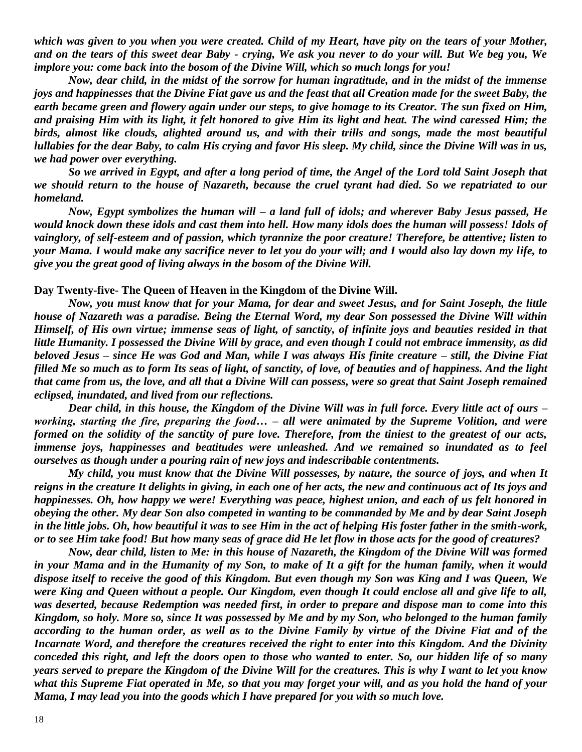***which was given to you when you were created. Child of my Heart, have pity on the tears of your Mother, and on the tears of this sweet dear Baby - crying, We ask you never to do your will. But We beg you, We implore you: come back into the bosom of the Divine Will, which so much longs for you!***

***Now, dear child, in the midst of the sorrow for human ingratitude, and in the midst of the immense joys and happinesses that the Divine Fiat gave us and the feast that all Creation made for the sweet Baby, the earth became green and flowery again under our steps, to give homage to its Creator. The sun fixed on Him, and praising Him with its light, it felt honored to give Him its light and heat. The wind caressed Him; the birds, almost like clouds, alighted around us, and with their trills and songs, made the most beautiful lullabies for the dear Baby, to calm His crying and favor His sleep. My child, since the Divine Will was in us, we had power over everything.***

***So we arrived in Egypt, and after a long period of time, the Angel of the Lord told Saint Joseph that we should return to the house of Nazareth, because the cruel tyrant had died. So we repatriated to our homeland.***

***Now, Egypt symbolizes the human will – a land full of idols; and wherever Baby Jesus passed, He would knock down these idols and cast them into hell. How many idols does the human will possess! Idols of vainglory, of self-esteem and of passion, which tyrannize the poor creature! Therefore, be attentive; listen to your Mama. I would make any sacrifice never to let you do your will; and I would also lay down my life, to give you the great good of living always in the bosom of the Divine Will.***

**Day Twenty-five- The Queen of Heaven in the Kingdom of the Divine Will.**

***Now, you must know that for your Mama, for dear and sweet Jesus, and for Saint Joseph, the little house of Nazareth was a paradise. Being the Eternal Word, my dear Son possessed the Divine Will within Himself, of His own virtue; immense seas of light, of sanctity, of infinite joys and beauties resided in that little Humanity. I possessed the Divine Will by grace, and even though I could not embrace immensity, as did beloved Jesus – since He was God and Man, while I was always His finite creature – still, the Divine Fiat filled Me so much as to form Its seas of light, of sanctity, of love, of beauties and of happiness. And the light that came from us, the love, and all that a Divine Will can possess, were so great that Saint Joseph remained eclipsed, inundated, and lived from our reflections.***

***Dear child, in this house, the Kingdom of the Divine Will was in full force. Every little act of ours –*** *working, starting the fire, preparing the food…* ***– all were animated by the Supreme Volition, and were formed on the solidity of the sanctity of pure love. Therefore, from the tiniest to the greatest of our acts, immense joys, happinesses and beatitudes were unleashed. And we remained so inundated as to feel ourselves as though under a pouring rain of new joys and indescribable contentments.***

***My child, you must know that the Divine Will possesses, by nature, the source of joys, and when It reigns in the creature It delights in giving, in each one of her acts, the new and continuous act of Its joys and happinesses. Oh, how happy we were! Everything was peace, highest union, and each of us felt honored in obeying the other. My dear Son also competed in wanting to be commanded by Me and by dear Saint Joseph in the little jobs. Oh, how beautiful it was to see Him in the act of helping His foster father in the smith-work, or to see Him take food! But how many seas of grace did He let flow in those acts for the good of creatures?***

***Now, dear child, listen to Me: in this house of Nazareth, the Kingdom of the Divine Will was formed in your Mama and in the Humanity of my Son, to make of It a gift for the human family, when it would dispose itself to receive the good of this Kingdom. But even though my Son was King and I was Queen, We were King and Queen without a people. Our Kingdom, even though It could enclose all and give life to all, was deserted, because Redemption was needed first, in order to prepare and dispose man to come into this Kingdom, so holy. More so, since It was possessed by Me and by my Son, who belonged to the human family according to the human order, as well as to the Divine Family by virtue of the Divine Fiat and of the Incarnate Word, and therefore the creatures received the right to enter into this Kingdom. And the Divinity conceded this right, and left the doors open to those who wanted to enter. So, our hidden life of so many years served to prepare the Kingdom of the Divine Will for the creatures. This is why I want to let you know what this Supreme Fiat operated in Me, so that you may forget your will, and as you hold the hand of your Mama, I may lead you into the goods which I have prepared for you with so much love.***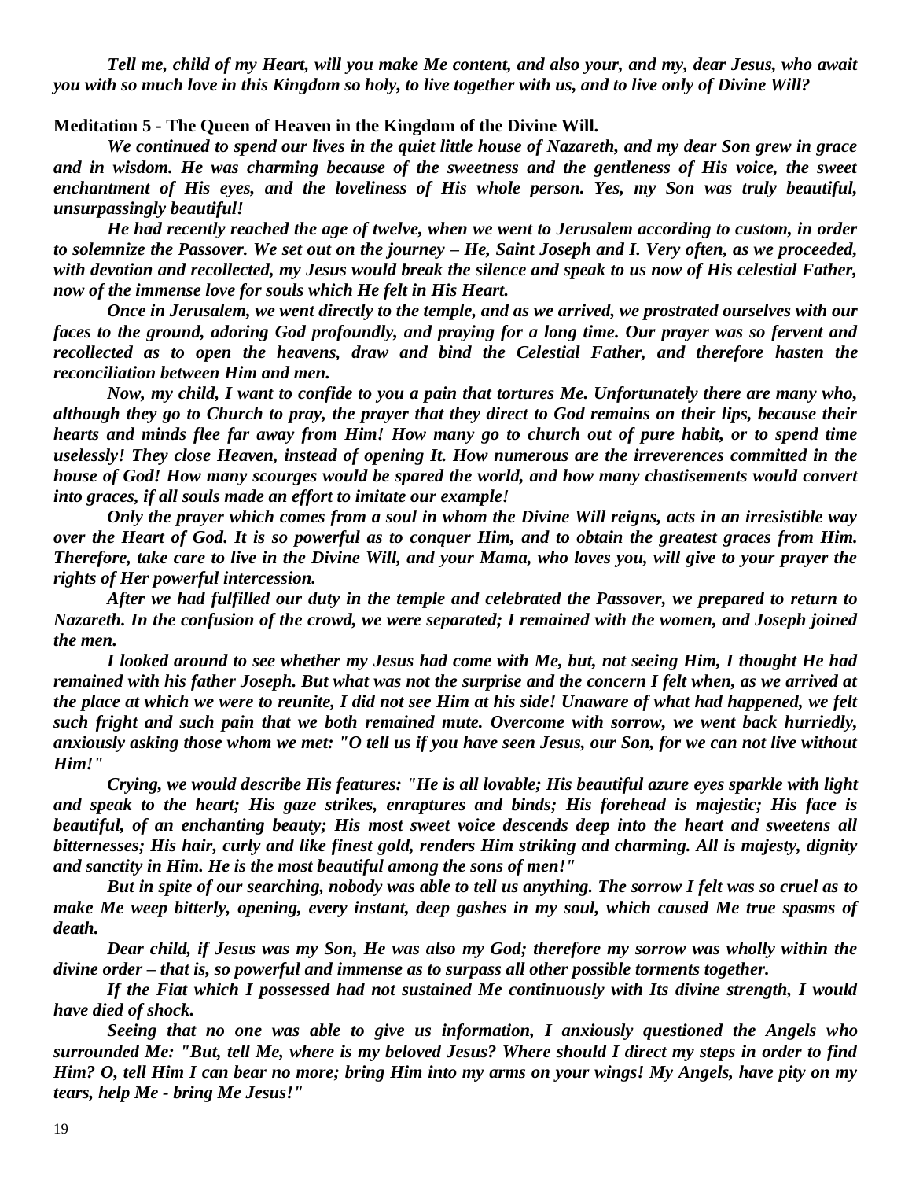***Tell me, child of my Heart, will you make Me content, and also your, and my, dear Jesus, who await you with so much love in this Kingdom so holy, to live together with us, and to live only of Divine Will?***

**Meditation 5 - The Queen of Heaven in the Kingdom of the Divine Will.**

***We continued to spend our lives in the quiet little house of Nazareth, and my dear Son grew in grace and in wisdom. He was charming because of the sweetness and the gentleness of His voice, the sweet enchantment of His eyes, and the loveliness of His whole person. Yes, my Son was truly beautiful, unsurpassingly beautiful!***

***He had recently reached the age of twelve, when we went to Jerusalem according to custom, in order to solemnize the Passover. We set out on the journey – He, Saint Joseph and I. Very often, as we proceeded, with devotion and recollected, my Jesus would break the silence and speak to us now of His celestial Father, now of the immense love for souls which He felt in His Heart.***

***Once in Jerusalem, we went directly to the temple, and as we arrived, we prostrated ourselves with our faces to the ground, adoring God profoundly, and praying for a long time. Our prayer was so fervent and recollected as to open the heavens, draw and bind the Celestial Father, and therefore hasten the reconciliation between Him and men.***

***Now, my child, I want to confide to you a pain that tortures Me. Unfortunately there are many who, although they go to Church to pray, the prayer that they direct to God remains on their lips, because their hearts and minds flee far away from Him! How many go to church out of pure habit, or to spend time uselessly! They close Heaven, instead of opening It. How numerous are the irreverences committed in the house of God! How many scourges would be spared the world, and how many chastisements would convert into graces, if all souls made an effort to imitate our example!***

***Only the prayer which comes from a soul in whom the Divine Will reigns, acts in an irresistible way over the Heart of God. It is so powerful as to conquer Him, and to obtain the greatest graces from Him. Therefore, take care to live in the Divine Will, and your Mama, who loves you, will give to your prayer the rights of Her powerful intercession.***

***After we had fulfilled our duty in the temple and celebrated the Passover, we prepared to return to Nazareth. In the confusion of the crowd, we were separated; I remained with the women, and Joseph joined the men.***

***I looked around to see whether my Jesus had come with Me, but, not seeing Him, I thought He had remained with his father Joseph. But what was not the surprise and the concern I felt when, as we arrived at the place at which we were to reunite, I did not see Him at his side! Unaware of what had happened, we felt such fright and such pain that we both remained mute. Overcome with sorrow, we went back hurriedly, anxiously asking those whom we met: "O tell us if you have seen Jesus, our Son, for we can not live without Him!"***

***Crying, we would describe His features: "He is all lovable; His beautiful azure eyes sparkle with light and speak to the heart; His gaze strikes, enraptures and binds; His forehead is majestic; His face is beautiful, of an enchanting beauty; His most sweet voice descends deep into the heart and sweetens all bitternesses; His hair, curly and like finest gold, renders Him striking and charming. All is majesty, dignity and sanctity in Him. He is the most beautiful among the sons of men!"***

***But in spite of our searching, nobody was able to tell us anything. The sorrow I felt was so cruel as to make Me weep bitterly, opening, every instant, deep gashes in my soul, which caused Me true spasms of death.***

***Dear child, if Jesus was my Son, He was also my God; therefore my sorrow was wholly within the divine order – that is, so powerful and immense as to surpass all other possible torments together.***

***If the Fiat which I possessed had not sustained Me continuously with Its divine strength, I would have died of shock.***

***Seeing that no one was able to give us information, I anxiously questioned the Angels who surrounded Me: "But, tell Me, where is my beloved Jesus? Where should I direct my steps in order to find Him? O, tell Him I can bear no more; bring Him into my arms on your wings! My Angels, have pity on my tears, help Me - bring Me Jesus!"***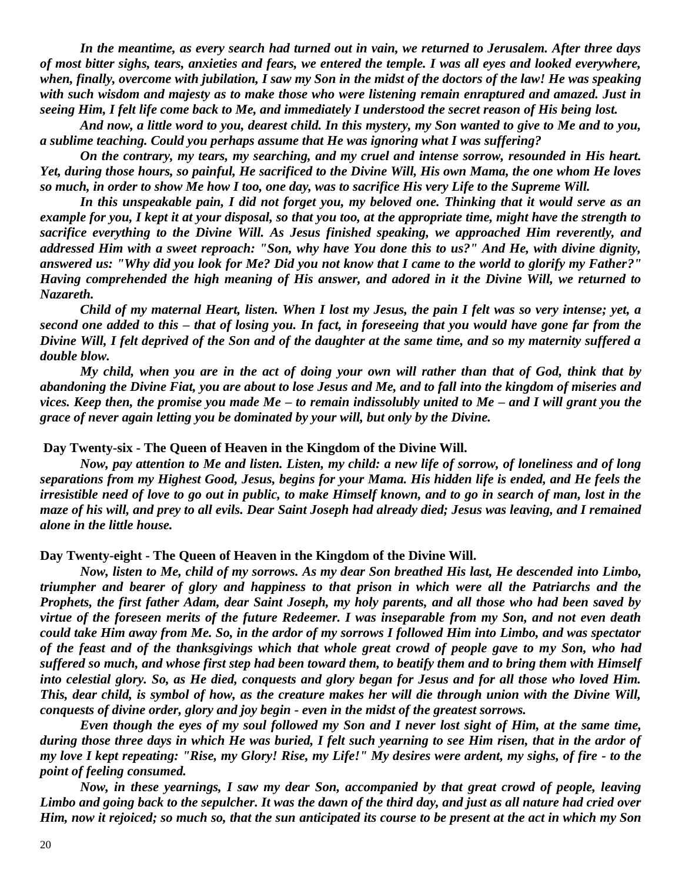*In the meantime, as every search had turned out in vain, we returned to Jerusalem. After three days of most bitter sighs, tears, anxieties and fears, we entered the temple. I was all eyes and looked everywhere, when, finally, overcome with jubilation, I saw my Son in the midst of the doctors of the law! He was speaking with such wisdom and majesty as to make those who were listening remain enraptured and amazed. Just in seeing Him, I felt life come back to Me, and immediately I understood the secret reason of His being lost.*

*And now, a little word to you, dearest child. In this mystery, my Son wanted to give to Me and to you, a sublime teaching. Could you perhaps assume that He was ignoring what I was suffering?*

*On the contrary, my tears, my searching, and my cruel and intense sorrow, resounded in His heart. Yet, during those hours, so painful, He sacrificed to the Divine Will, His own Mama, the one whom He loves so much, in order to show Me how I too, one day, was to sacrifice His very Life to the Supreme Will.*

*In this unspeakable pain, I did not forget you, my beloved one. Thinking that it would serve as an example for you, I kept it at your disposal, so that you too, at the appropriate time, might have the strength to sacrifice everything to the Divine Will. As Jesus finished speaking, we approached Him reverently, and addressed Him with a sweet reproach: "Son, why have You done this to us?" And He, with divine dignity, answered us: "Why did you look for Me? Did you not know that I came to the world to glorify my Father?" Having comprehended the high meaning of His answer, and adored in it the Divine Will, we returned to Nazareth.*

*Child of my maternal Heart, listen. When I lost my Jesus, the pain I felt was so very intense; yet, a second one added to this – that of losing you. In fact, in foreseeing that you would have gone far from the Divine Will, I felt deprived of the Son and of the daughter at the same time, and so my maternity suffered a double blow.*

*My child, when you are in the act of doing your own will rather than that of God, think that by abandoning the Divine Fiat, you are about to lose Jesus and Me, and to fall into the kingdom of miseries and vices. Keep then, the promise you made Me – to remain indissolubly united to Me – and I will grant you the grace of never again letting you be dominated by your will, but only by the Divine.*

**Day Twenty-six - The Queen of Heaven in the Kingdom of the Divine Will.**

*Now, pay attention to Me and listen. Listen, my child: a new life of sorrow, of loneliness and of long separations from my Highest Good, Jesus, begins for your Mama. His hidden life is ended, and He feels the irresistible need of love to go out in public, to make Himself known, and to go in search of man, lost in the maze of his will, and prey to all evils. Dear Saint Joseph had already died; Jesus was leaving, and I remained alone in the little house.*

**Day Twenty-eight - The Queen of Heaven in the Kingdom of the Divine Will.**

*Now, listen to Me, child of my sorrows. As my dear Son breathed His last, He descended into Limbo, triumpher and bearer of glory and happiness to that prison in which were all the Patriarchs and the Prophets, the first father Adam, dear Saint Joseph, my holy parents, and all those who had been saved by virtue of the foreseen merits of the future Redeemer. I was inseparable from my Son, and not even death could take Him away from Me. So, in the ardor of my sorrows I followed Him into Limbo, and was spectator of the feast and of the thanksgivings which that whole great crowd of people gave to my Son, who had suffered so much, and whose first step had been toward them, to beatify them and to bring them with Himself into celestial glory. So, as He died, conquests and glory began for Jesus and for all those who loved Him. This, dear child, is symbol of how, as the creature makes her will die through union with the Divine Will, conquests of divine order, glory and joy begin - even in the midst of the greatest sorrows.*

*Even though the eyes of my soul followed my Son and I never lost sight of Him, at the same time, during those three days in which He was buried, I felt such yearning to see Him risen, that in the ardor of my love I kept repeating: "Rise, my Glory! Rise, my Life!" My desires were ardent, my sighs, of fire - to the point of feeling consumed.*

*Now, in these yearnings, I saw my dear Son, accompanied by that great crowd of people, leaving Limbo and going back to the sepulcher. It was the dawn of the third day, and just as all nature had cried over Him, now it rejoiced; so much so, that the sun anticipated its course to be present at the act in which my Son*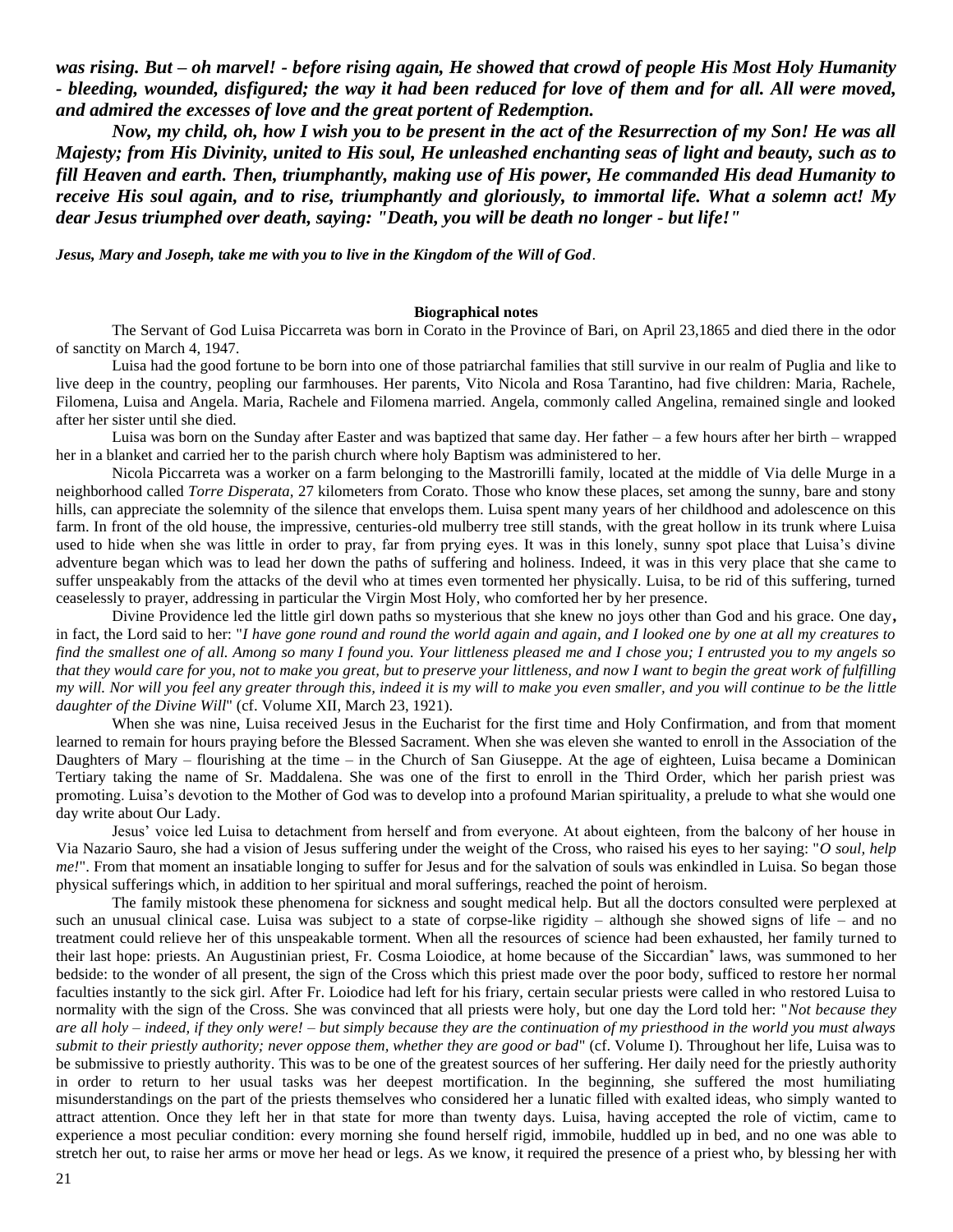***was rising. But – oh marvel! - before rising again, He showed that crowd of people His Most Holy Humanity - bleeding, wounded, disfigured; the way it had been reduced for love of them and for all. All were moved, and admired the excesses of love and the great portent of Redemption.***

***Now, my child, oh, how I wish you to be present in the act of the Resurrection of my Son! He was all Majesty; from His Divinity, united to His soul, He unleashed enchanting seas of light and beauty, such as to fill Heaven and earth. Then, triumphantly, making use of His power, He commanded His dead Humanity to receive His soul again, and to rise, triumphantly and gloriously, to immortal life. What a solemn act! My dear Jesus triumphed over death, saying: "Death, you will be death no longer - but life!"***

***Jesus, Mary and Joseph, take me with you to live in the Kingdom of the Will of God***.

**Biographical notes**

The Servant of God Luisa Piccarreta was born in Corato in the Province of Bari, on April 23,1865 and died there in the odor of sanctity on March 4, 1947.

Luisa had the good fortune to be born into one of those patriarchal families that still survive in our realm of Puglia and like to live deep in the country, peopling our farmhouses. Her parents, Vito Nicola and Rosa Tarantino, had five children: Maria, Rachele, Filomena, Luisa and Angela. Maria, Rachele and Filomena married. Angela, commonly called Angelina, remained single and looked after her sister until she died.

Luisa was born on the Sunday after Easter and was baptized that same day. Her father – a few hours after her birth – wrapped her in a blanket and carried her to the parish church where holy Baptism was administered to her.

Nicola Piccarreta was a worker on a farm belonging to the Mastrorilli family, located at the middle of Via delle Murge in a neighborhood called *Torre Disperata*, 27 kilometers from Corato. Those who know these places, set among the sunny, bare and stony hills, can appreciate the solemnity of the silence that envelops them. Luisa spent many years of her childhood and adolescence on this farm. In front of the old house, the impressive, centuries-old mulberry tree still stands, with the great hollow in its trunk where Luisa used to hide when she was little in order to pray, far from prying eyes. It was in this lonely, sunny spot place that Luisa's divine adventure began which was to lead her down the paths of suffering and holiness. Indeed, it was in this very place that she came to suffer unspeakably from the attacks of the devil who at times even tormented her physically. Luisa, to be rid of this suffering, turned ceaselessly to prayer, addressing in particular the Virgin Most Holy, who comforted her by her presence.

Divine Providence led the little girl down paths so mysterious that she knew no joys other than God and his grace. One day**,** in fact, the Lord said to her: "*I have gone round and round the world again and again, and I looked one by one at all my creatures to find the smallest one of all. Among so many I found you. Your littleness pleased me and I chose you; I entrusted you to my angels so that they would care for you, not to make you great, but to preserve your littleness, and now I want to begin the great work of fulfilling my will. Nor will you feel any greater through this, indeed it is my will to make you even smaller, and you will continue to be the little daughter of the Divine Will*" (cf. Volume XII, March 23, 1921).

When she was nine, Luisa received Jesus in the Eucharist for the first time and Holy Confirmation, and from that moment learned to remain for hours praying before the Blessed Sacrament. When she was eleven she wanted to enroll in the Association of the Daughters of Mary – flourishing at the time – in the Church of San Giuseppe. At the age of eighteen, Luisa became a Dominican Tertiary taking the name of Sr. Maddalena. She was one of the first to enroll in the Third Order, which her parish priest was promoting. Luisa's devotion to the Mother of God was to develop into a profound Marian spirituality, a prelude to what she would one day write about Our Lady.

Jesus' voice led Luisa to detachment from herself and from everyone. At about eighteen, from the balcony of her house in Via Nazario Sauro, she had a vision of Jesus suffering under the weight of the Cross, who raised his eyes to her saying: "*O soul, help me!*". From that moment an insatiable longing to suffer for Jesus and for the salvation of souls was enkindled in Luisa. So began those physical sufferings which, in addition to her spiritual and moral sufferings, reached the point of heroism.

The family mistook these phenomena for sickness and sought medical help. But all the doctors consulted were perplexed at such an unusual clinical case. Luisa was subject to a state of corpse-like rigidity – although she showed signs of life – and no treatment could relieve her of this unspeakable torment. When all the resources of science had been exhausted, her family turned to their last hope: priests. An Augustinian priest, Fr. Cosma Loiodice, at home because of the Siccardian* laws, was summoned to her bedside: to the wonder of all present, the sign of the Cross which this priest made over the poor body, sufficed to restore her normal faculties instantly to the sick girl. After Fr. Loiodice had left for his friary, certain secular priests were called in who restored Luisa to normality with the sign of the Cross. She was convinced that all priests were holy, but one day the Lord told her: "*Not because they are all holy – indeed, if they only were! – but simply because they are the continuation of my priesthood in the world you must always submit to their priestly authority; never oppose them, whether they are good or bad*" (cf. Volume I). Throughout her life, Luisa was to be submissive to priestly authority. This was to be one of the greatest sources of her suffering. Her daily need for the priestly authority in order to return to her usual tasks was her deepest mortification. In the beginning, she suffered the most humiliating misunderstandings on the part of the priests themselves who considered her a lunatic filled with exalted ideas, who simply wanted to attract attention. Once they left her in that state for more than twenty days. Luisa, having accepted the role of victim, came to experience a most peculiar condition: every morning she found herself rigid, immobile, huddled up in bed, and no one was able to stretch her out, to raise her arms or move her head or legs. As we know, it required the presence of a priest who, by blessing her with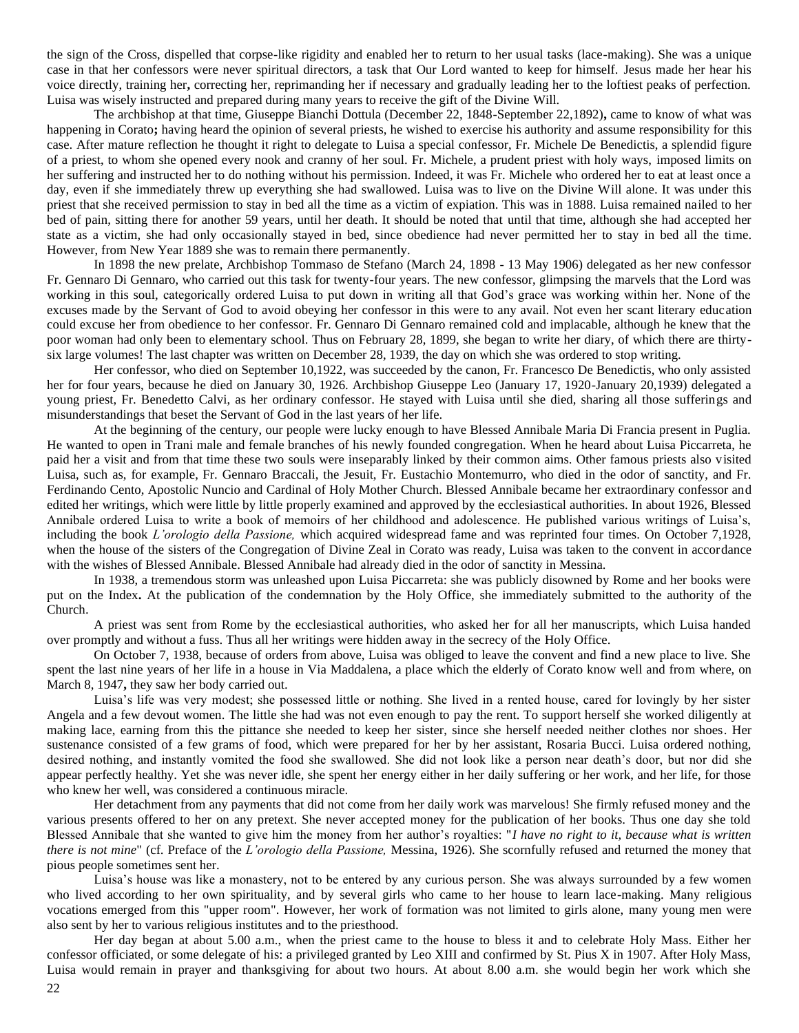the sign of the Cross, dispelled that corpse-like rigidity and enabled her to return to her usual tasks (lace-making). She was a unique case in that her confessors were never spiritual directors, a task that Our Lord wanted to keep for himself. Jesus made her hear his voice directly, training her**,** correcting her, reprimanding her if necessary and gradually leading her to the loftiest peaks of perfection. Luisa was wisely instructed and prepared during many years to receive the gift of the Divine Will.

The archbishop at that time, Giuseppe Bianchi Dottula (December 22, 1848-September 22,1892)**,** came to know of what was happening in Corato**;** having heard the opinion of several priests, he wished to exercise his authority and assume responsibility for this case. After mature reflection he thought it right to delegate to Luisa a special confessor, Fr. Michele De Benedictis, a splendid figure of a priest, to whom she opened every nook and cranny of her soul. Fr. Michele, a prudent priest with holy ways, imposed limits on her suffering and instructed her to do nothing without his permission. Indeed, it was Fr. Michele who ordered her to eat at least once a day, even if she immediately threw up everything she had swallowed. Luisa was to live on the Divine Will alone. It was under this priest that she received permission to stay in bed all the time as a victim of expiation. This was in 1888. Luisa remained nailed to her bed of pain, sitting there for another 59 years, until her death. It should be noted that until that time, although she had accepted her state as a victim, she had only occasionally stayed in bed, since obedience had never permitted her to stay in bed all the time. However, from New Year 1889 she was to remain there permanently.

In 1898 the new prelate, Archbishop Tommaso de Stefano (March 24, 1898 - 13 May 1906) delegated as her new confessor Fr. Gennaro Di Gennaro, who carried out this task for twenty-four years. The new confessor, glimpsing the marvels that the Lord was working in this soul, categorically ordered Luisa to put down in writing all that God's grace was working within her. None of the excuses made by the Servant of God to avoid obeying her confessor in this were to any avail. Not even her scant literary education could excuse her from obedience to her confessor. Fr. Gennaro Di Gennaro remained cold and implacable, although he knew that the poor woman had only been to elementary school. Thus on February 28, 1899, she began to write her diary, of which there are thirty-six large volumes! The last chapter was written on December 28, 1939, the day on which she was ordered to stop writing.

Her confessor, who died on September 10,1922, was succeeded by the canon, Fr. Francesco De Benedictis, who only assisted her for four years, because he died on January 30, 1926. Archbishop Giuseppe Leo (January 17, 1920-January 20,1939) delegated a young priest, Fr. Benedetto Calvi, as her ordinary confessor. He stayed with Luisa until she died, sharing all those sufferings and misunderstandings that beset the Servant of God in the last years of her life.

At the beginning of the century, our people were lucky enough to have Blessed Annibale Maria Di Francia present in Puglia. He wanted to open in Trani male and female branches of his newly founded congregation. When he heard about Luisa Piccarreta, he paid her a visit and from that time these two souls were inseparably linked by their common aims. Other famous priests also visited Luisa, such as, for example, Fr. Gennaro Braccali, the Jesuit, Fr. Eustachio Montemurro, who died in the odor of sanctity, and Fr. Ferdinando Cento, Apostolic Nuncio and Cardinal of Holy Mother Church. Blessed Annibale became her extraordinary confessor and edited her writings, which were little by little properly examined and approved by the ecclesiastical authorities. In about 1926, Blessed Annibale ordered Luisa to write a book of memoirs of her childhood and adolescence. He published various writings of Luisa's, including the book *L'orologio della Passione,* which acquired widespread fame and was reprinted four times. On October 7,1928, when the house of the sisters of the Congregation of Divine Zeal in Corato was ready, Luisa was taken to the convent in accordance with the wishes of Blessed Annibale. Blessed Annibale had already died in the odor of sanctity in Messina.

In 1938, a tremendous storm was unleashed upon Luisa Piccarreta: she was publicly disowned by Rome and her books were put on the Index**.** At the publication of the condemnation by the Holy Office, she immediately submitted to the authority of the Church.

A priest was sent from Rome by the ecclesiastical authorities, who asked her for all her manuscripts, which Luisa handed over promptly and without a fuss. Thus all her writings were hidden away in the secrecy of the Holy Office.

On October 7, 1938, because of orders from above, Luisa was obliged to leave the convent and find a new place to live. She spent the last nine years of her life in a house in Via Maddalena, a place which the elderly of Corato know well and from where, on March 8, 1947**,** they saw her body carried out.

Luisa's life was very modest; she possessed little or nothing. She lived in a rented house, cared for lovingly by her sister Angela and a few devout women. The little she had was not even enough to pay the rent. To support herself she worked diligently at making lace, earning from this the pittance she needed to keep her sister, since she herself needed neither clothes nor shoes. Her sustenance consisted of a few grams of food, which were prepared for her by her assistant, Rosaria Bucci. Luisa ordered nothing, desired nothing, and instantly vomited the food she swallowed. She did not look like a person near death's door, but nor did she appear perfectly healthy. Yet she was never idle, she spent her energy either in her daily suffering or her work, and her life, for those who knew her well, was considered a continuous miracle.

Her detachment from any payments that did not come from her daily work was marvelous! She firmly refused money and the various presents offered to her on any pretext. She never accepted money for the publication of her books. Thus one day she told Blessed Annibale that she wanted to give him the money from her author's royalties: "*I have no right to it, because what is written there is not mine*" (cf. Preface of the *L'orologio della Passione,* Messina, 1926). She scornfully refused and returned the money that pious people sometimes sent her.

Luisa's house was like a monastery, not to be entered by any curious person. She was always surrounded by a few women who lived according to her own spirituality, and by several girls who came to her house to learn lace-making. Many religious vocations emerged from this "upper room". However, her work of formation was not limited to girls alone, many young men were also sent by her to various religious institutes and to the priesthood.

Her day began at about 5.00 a.m., when the priest came to the house to bless it and to celebrate Holy Mass. Either her confessor officiated, or some delegate of his: a privileged granted by Leo XIII and confirmed by St. Pius X in 1907. After Holy Mass, Luisa would remain in prayer and thanksgiving for about two hours. At about 8.00 a.m. she would begin her work which she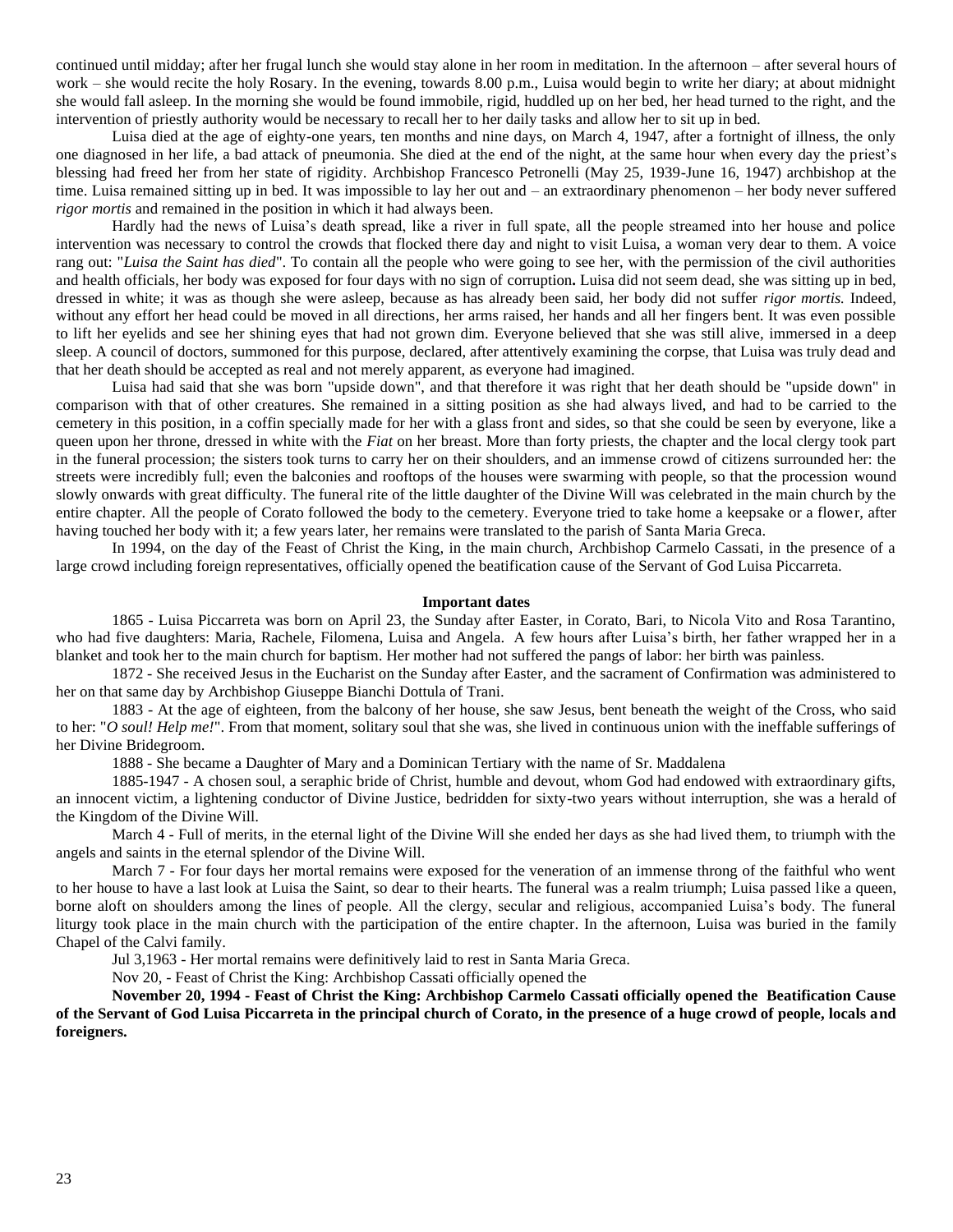continued until midday; after her frugal lunch she would stay alone in her room in meditation. In the afternoon – after several hours of work – she would recite the holy Rosary. In the evening, towards 8.00 p.m., Luisa would begin to write her diary; at about midnight she would fall asleep. In the morning she would be found immobile, rigid, huddled up on her bed, her head turned to the right, and the intervention of priestly authority would be necessary to recall her to her daily tasks and allow her to sit up in bed.

Luisa died at the age of eighty-one years, ten months and nine days, on March 4, 1947, after a fortnight of illness, the only one diagnosed in her life, a bad attack of pneumonia. She died at the end of the night, at the same hour when every day the priest's blessing had freed her from her state of rigidity. Archbishop Francesco Petronelli (May 25, 1939-June 16, 1947) archbishop at the time. Luisa remained sitting up in bed. It was impossible to lay her out and – an extraordinary phenomenon – her body never suffered *rigor mortis* and remained in the position in which it had always been.

Hardly had the news of Luisa's death spread, like a river in full spate, all the people streamed into her house and police intervention was necessary to control the crowds that flocked there day and night to visit Luisa, a woman very dear to them. A voice rang out: "*Luisa the Saint has died*". To contain all the people who were going to see her, with the permission of the civil authorities and health officials, her body was exposed for four days with no sign of corruption**.** Luisa did not seem dead, she was sitting up in bed, dressed in white; it was as though she were asleep, because as has already been said, her body did not suffer *rigor mortis.* Indeed, without any effort her head could be moved in all directions, her arms raised, her hands and all her fingers bent. It was even possible to lift her eyelids and see her shining eyes that had not grown dim. Everyone believed that she was still alive, immersed in a deep sleep. A council of doctors, summoned for this purpose, declared, after attentively examining the corpse, that Luisa was truly dead and that her death should be accepted as real and not merely apparent, as everyone had imagined.

Luisa had said that she was born "upside down", and that therefore it was right that her death should be "upside down" in comparison with that of other creatures. She remained in a sitting position as she had always lived, and had to be carried to the cemetery in this position, in a coffin specially made for her with a glass front and sides, so that she could be seen by everyone, like a queen upon her throne, dressed in white with the *Fiat* on her breast. More than forty priests, the chapter and the local clergy took part in the funeral procession; the sisters took turns to carry her on their shoulders, and an immense crowd of citizens surrounded her: the streets were incredibly full; even the balconies and rooftops of the houses were swarming with people, so that the procession wound slowly onwards with great difficulty. The funeral rite of the little daughter of the Divine Will was celebrated in the main church by the entire chapter. All the people of Corato followed the body to the cemetery. Everyone tried to take home a keepsake or a flower, after having touched her body with it; a few years later, her remains were translated to the parish of Santa Maria Greca.

In 1994, on the day of the Feast of Christ the King, in the main church, Archbishop Carmelo Cassati, in the presence of a large crowd including foreign representatives, officially opened the beatification cause of the Servant of God Luisa Piccarreta.

**Important dates**

1865 - Luisa Piccarreta was born on April 23, the Sunday after Easter, in Corato, Bari, to Nicola Vito and Rosa Tarantino, who had five daughters: Maria, Rachele, Filomena, Luisa and Angela. A few hours after Luisa's birth, her father wrapped her in a blanket and took her to the main church for baptism. Her mother had not suffered the pangs of labor: her birth was painless.

1872 - She received Jesus in the Eucharist on the Sunday after Easter, and the sacrament of Confirmation was administered to her on that same day by Archbishop Giuseppe Bianchi Dottula of Trani.

1883 - At the age of eighteen, from the balcony of her house, she saw Jesus, bent beneath the weight of the Cross, who said to her: "*O soul! Help me!*". From that moment, solitary soul that she was, she lived in continuous union with the ineffable sufferings of her Divine Bridegroom.

1888 - She became a Daughter of Mary and a Dominican Tertiary with the name of Sr. Maddalena

1885-1947 - A chosen soul, a seraphic bride of Christ, humble and devout, whom God had endowed with extraordinary gifts, an innocent victim, a lightening conductor of Divine Justice, bedridden for sixty-two years without interruption, she was a herald of the Kingdom of the Divine Will.

March 4 - Full of merits, in the eternal light of the Divine Will she ended her days as she had lived them, to triumph with the angels and saints in the eternal splendor of the Divine Will.

March 7 - For four days her mortal remains were exposed for the veneration of an immense throng of the faithful who went to her house to have a last look at Luisa the Saint, so dear to their hearts. The funeral was a realm triumph; Luisa passed like a queen, borne aloft on shoulders among the lines of people. All the clergy, secular and religious, accompanied Luisa's body. The funeral liturgy took place in the main church with the participation of the entire chapter. In the afternoon, Luisa was buried in the family Chapel of the Calvi family.

Jul 3,1963 - Her mortal remains were definitively laid to rest in Santa Maria Greca.

Nov 20, - Feast of Christ the King: Archbishop Cassati officially opened the

**November 20, 1994 - Feast of Christ the King: Archbishop Carmelo Cassati officially opened the Beatification Cause of the Servant of God Luisa Piccarreta in the principal church of Corato, in the presence of a huge crowd of people, locals and foreigners.**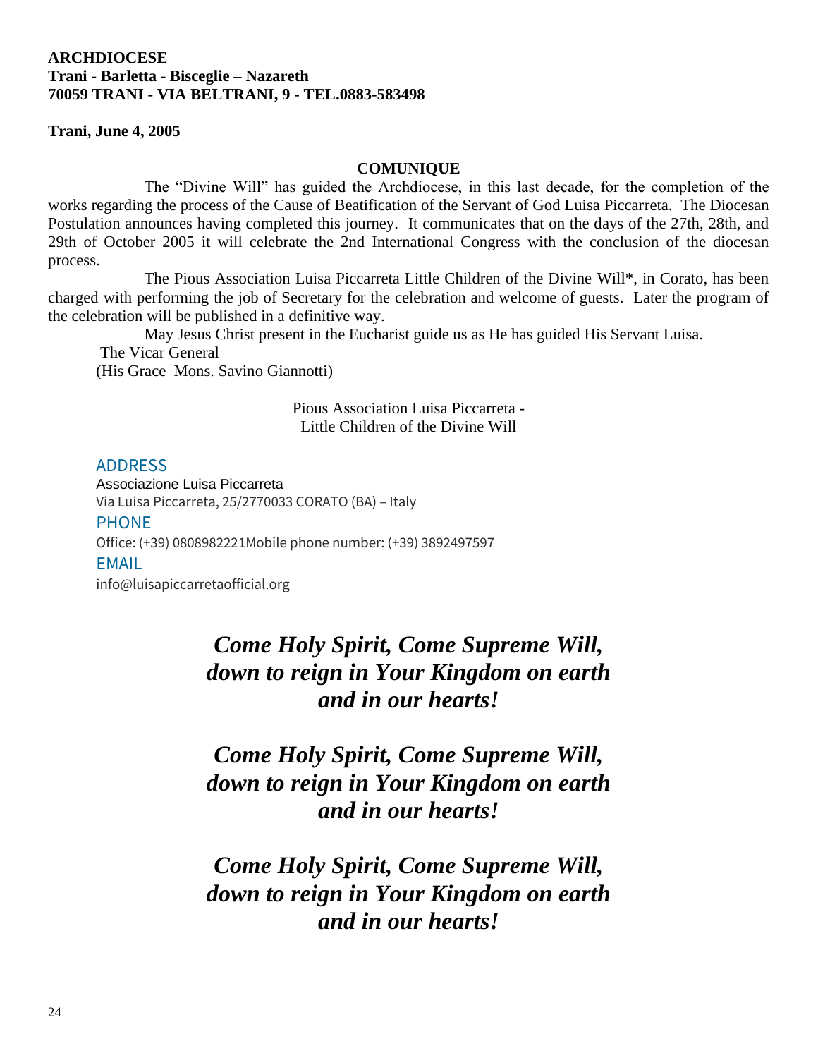**ARCHDIOCESE**
**Trani - Barletta - Bisceglie – Nazareth**
**70059 TRANI - VIA BELTRANI, 9 - TEL.0883-583498**

**Trani, June 4, 2005**

**COMUNIQUE**

The "Divine Will" has guided the Archdiocese, in this last decade, for the completion of the works regarding the process of the Cause of Beatification of the Servant of God Luisa Piccarreta. The Diocesan Postulation announces having completed this journey. It communicates that on the days of the 27th, 28th, and 29th of October 2005 it will celebrate the 2nd International Congress with the conclusion of the diocesan process.

The Pious Association Luisa Piccarreta Little Children of the Divine Will*, in Corato, has been charged with performing the job of Secretary for the celebration and welcome of guests. Later the program of the celebration will be published in a definitive way.

May Jesus Christ present in the Eucharist guide us as He has guided His Servant Luisa.

The Vicar General
(His Grace Mons. Savino Giannotti)

Pious Association Luisa Piccarreta -
Little Children of the Divine Will

ADDRESS
Associazione Luisa Piccarreta
Via Luisa Piccarreta, 25/2770033 CORATO (BA) – Italy

PHONE
Office: (+39) 0808982221Mobile phone number: (+39) 3892497597

EMAIL
info@luisapiccarretaofficial.org

***Come Holy Spirit, Come Supreme Will,***
***down to reign in Your Kingdom on earth***
***and in our hearts!***

***Come Holy Spirit, Come Supreme Will,***
***down to reign in Your Kingdom on earth***
***and in our hearts!***

***Come Holy Spirit, Come Supreme Will,***
***down to reign in Your Kingdom on earth***
***and in our hearts!***